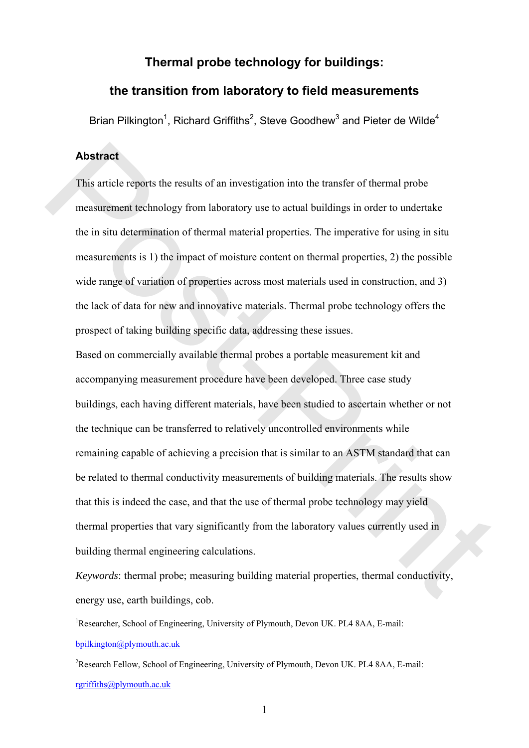# Thermal probe technology for buildings:

# the transition from laboratory to field measurements

Brian Pilkington[1], Richard Griffiths[2], Steve Goodhew[3] and Pieter de Wilde[4]

## Abstract

This article reports the results of an investigation into the transfer of thermal probe measurement technology from laboratory use to actual buildings in order to undertake the in situ determination of thermal material properties. The imperative for using in situ measurements is 1) the impact of moisture content on thermal properties, 2) the possible wide range of variation of properties across most materials used in construction, and 3) the lack of data for new and innovative materials. Thermal probe technology offers the prospect of taking building specific data, addressing these issues.

Based on commercially available thermal probes a portable measurement kit and accompanying measurement procedure have been developed. Three case study buildings, each having different materials, have been studied to ascertain whether or not the technique can be transferred to relatively uncontrolled environments while remaining capable of achieving a precision that is similar to an ASTM standard that can be related to thermal conductivity measurements of building materials. The results show that this is indeed the case, and that the use of thermal probe technology may yield thermal properties that vary significantly from the laboratory values currently used in building thermal engineering calculations.

*Keywords*: thermal probe; measuring building material properties, thermal conductivity, energy use, earth buildings, cob.

[1]Researcher, School of Engineering, University of Plymouth, Devon UK. PL4 8AA, E-mail: bpilkington@plymouth.ac.uk

[2]Research Fellow, School of Engineering, University of Plymouth, Devon UK. PL4 8AA, E-mail: rgriffiths@plymouth.ac.uk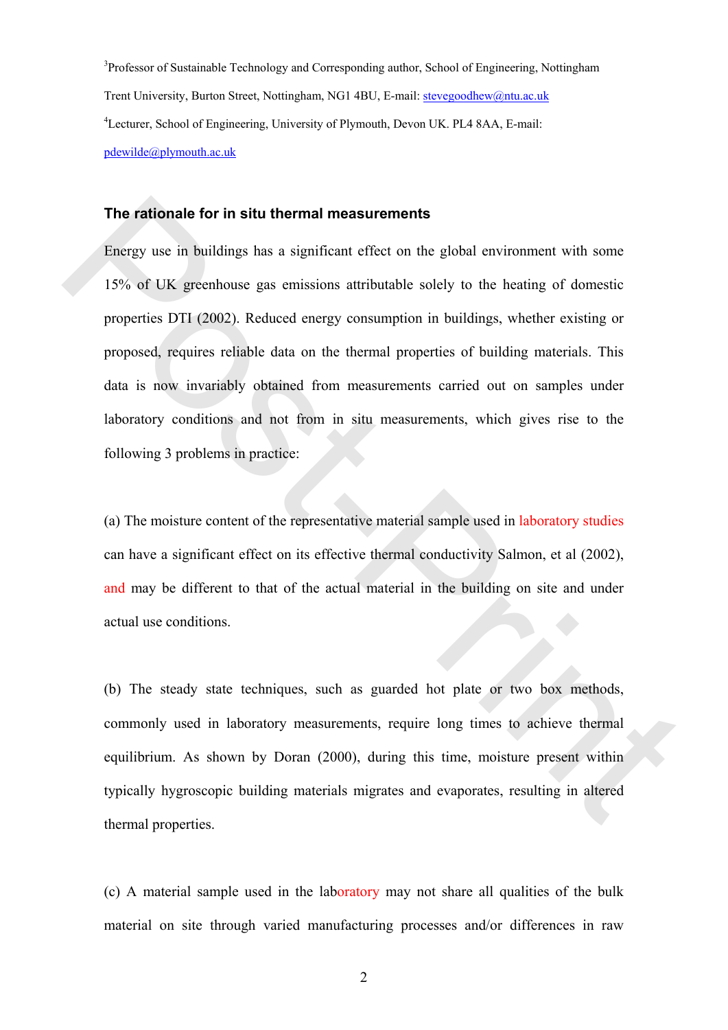[3]Professor of Sustainable Technology and Corresponding author, School of Engineering, Nottingham Trent University, Burton Street, Nottingham, NG1 4BU, E-mail: stevegoodhew@ntu.ac.uk

[4]Lecturer, School of Engineering, University of Plymouth, Devon UK. PL4 8AA, E-mail: pdewilde@plymouth.ac.uk

## The rationale for in situ thermal measurements

Energy use in buildings has a significant effect on the global environment with some 15% of UK greenhouse gas emissions attributable solely to the heating of domestic properties DTI (2002). Reduced energy consumption in buildings, whether existing or proposed, requires reliable data on the thermal properties of building materials. This data is now invariably obtained from measurements carried out on samples under laboratory conditions and not from in situ measurements, which gives rise to the following 3 problems in practice:

(a) The moisture content of the representative material sample used in laboratory studies can have a significant effect on its effective thermal conductivity Salmon, et al (2002), and may be different to that of the actual material in the building on site and under actual use conditions.

(b) The steady state techniques, such as guarded hot plate or two box methods, commonly used in laboratory measurements, require long times to achieve thermal equilibrium. As shown by Doran (2000), during this time, moisture present within typically hygroscopic building materials migrates and evaporates, resulting in altered thermal properties.

(c) A material sample used in the laboratory may not share all qualities of the bulk material on site through varied manufacturing processes and/or differences in raw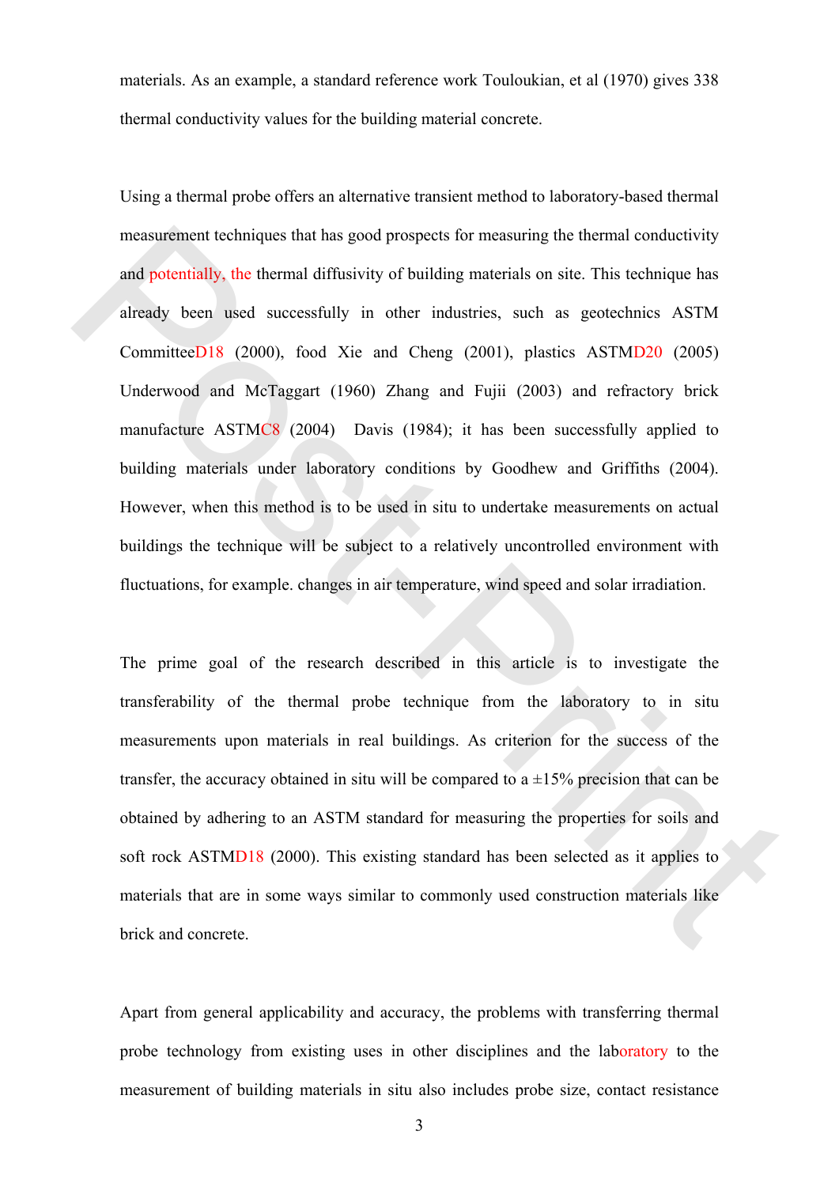materials. As an example, a standard reference work Touloukian, et al (1970) gives 338 thermal conductivity values for the building material concrete.

Using a thermal probe offers an alternative transient method to laboratory-based thermal measurement techniques that has good prospects for measuring the thermal conductivity and potentially, the thermal diffusivity of building materials on site. This technique has already been used successfully in other industries, such as geotechnics ASTM CommitteeD18 (2000), food Xie and Cheng (2001), plastics ASTMD20 (2005) Underwood and McTaggart (1960) Zhang and Fujii (2003) and refractory brick manufacture ASTMC8 (2004) Davis (1984); it has been successfully applied to building materials under laboratory conditions by Goodhew and Griffiths (2004). However, when this method is to be used in situ to undertake measurements on actual buildings the technique will be subject to a relatively uncontrolled environment with fluctuations, for example. changes in air temperature, wind speed and solar irradiation.

The prime goal of the research described in this article is to investigate the transferability of the thermal probe technique from the laboratory to in situ measurements upon materials in real buildings. As criterion for the success of the transfer, the accuracy obtained in situ will be compared to a ±15% precision that can be obtained by adhering to an ASTM standard for measuring the properties for soils and soft rock ASTMD18 (2000). This existing standard has been selected as it applies to materials that are in some ways similar to commonly used construction materials like brick and concrete.

Apart from general applicability and accuracy, the problems with transferring thermal probe technology from existing uses in other disciplines and the laboratory to the measurement of building materials in situ also includes probe size, contact resistance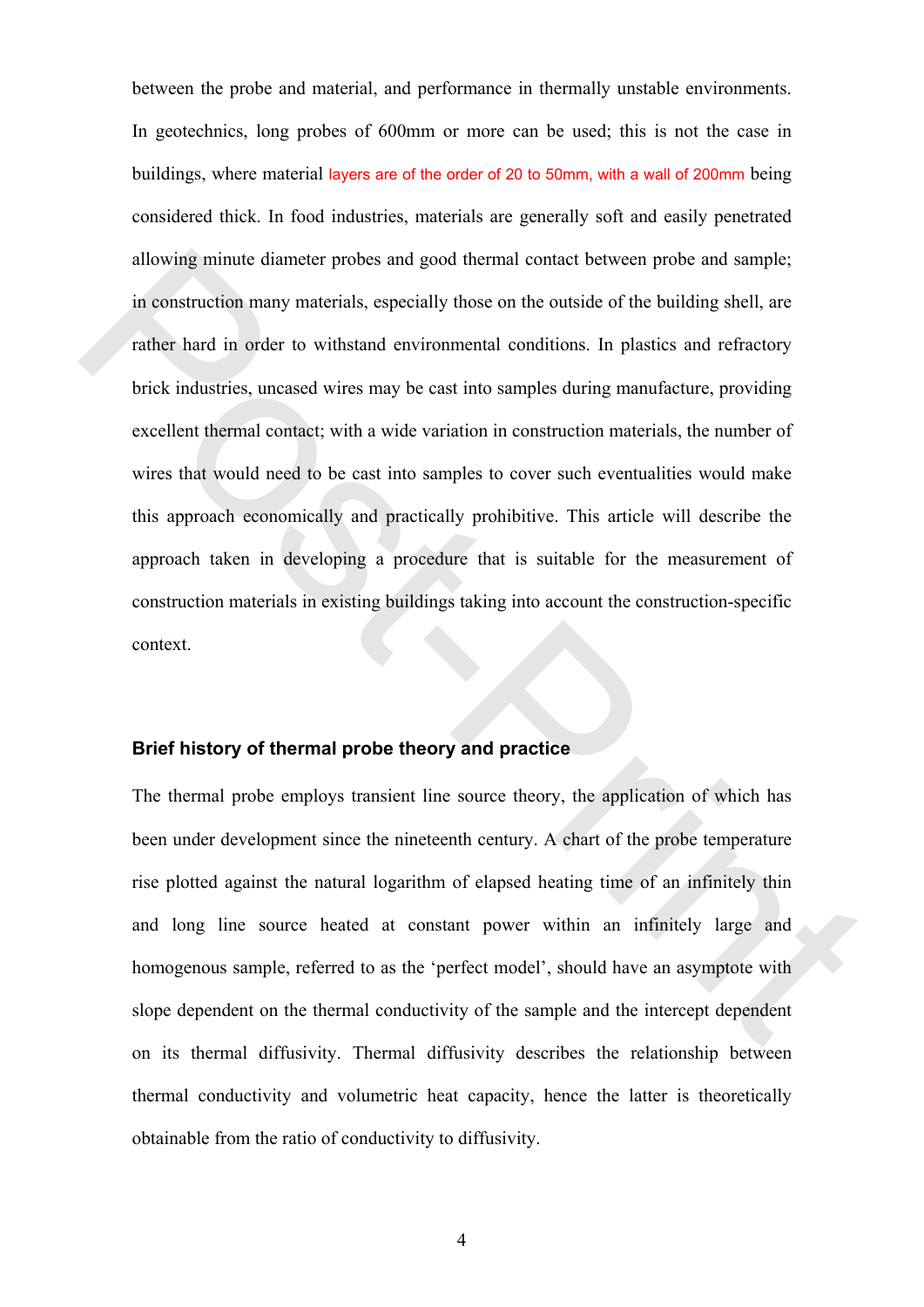between the probe and material, and performance in thermally unstable environments. In geotechnics, long probes of 600mm or more can be used; this is not the case in buildings, where material layers are of the order of 20 to 50mm, with a wall of 200mm being considered thick. In food industries, materials are generally soft and easily penetrated allowing minute diameter probes and good thermal contact between probe and sample; in construction many materials, especially those on the outside of the building shell, are rather hard in order to withstand environmental conditions. In plastics and refractory brick industries, uncased wires may be cast into samples during manufacture, providing excellent thermal contact; with a wide variation in construction materials, the number of wires that would need to be cast into samples to cover such eventualities would make this approach economically and practically prohibitive. This article will describe the approach taken in developing a procedure that is suitable for the measurement of construction materials in existing buildings taking into account the construction-specific context.

## Brief history of thermal probe theory and practice

The thermal probe employs transient line source theory, the application of which has been under development since the nineteenth century. A chart of the probe temperature rise plotted against the natural logarithm of elapsed heating time of an infinitely thin and long line source heated at constant power within an infinitely large and homogenous sample, referred to as the 'perfect model', should have an asymptote with slope dependent on the thermal conductivity of the sample and the intercept dependent on its thermal diffusivity. Thermal diffusivity describes the relationship between thermal conductivity and volumetric heat capacity, hence the latter is theoretically obtainable from the ratio of conductivity to diffusivity.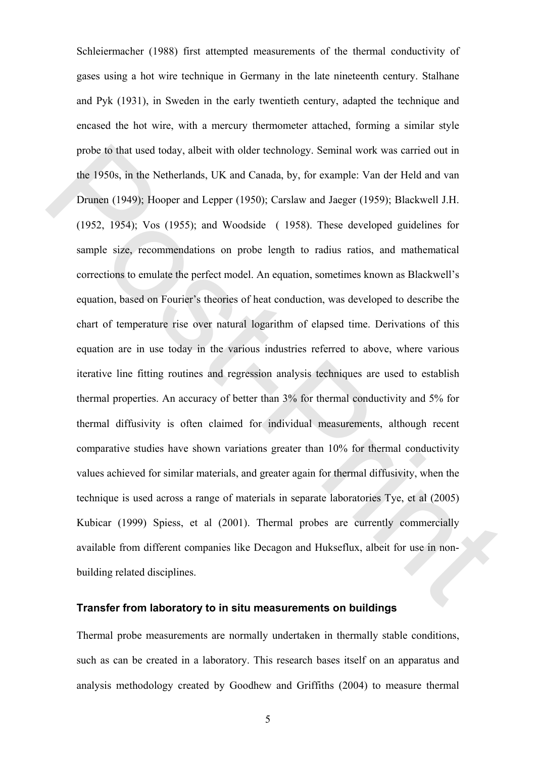Schleiermacher (1988) first attempted measurements of the thermal conductivity of gases using a hot wire technique in Germany in the late nineteenth century. Stalhane and Pyk (1931), in Sweden in the early twentieth century, adapted the technique and encased the hot wire, with a mercury thermometer attached, forming a similar style probe to that used today, albeit with older technology. Seminal work was carried out in the 1950s, in the Netherlands, UK and Canada, by, for example: Van der Held and van Drunen (1949); Hooper and Lepper (1950); Carslaw and Jaeger (1959); Blackwell J.H. (1952, 1954); Vos (1955); and Woodside ( 1958). These developed guidelines for sample size, recommendations on probe length to radius ratios, and mathematical corrections to emulate the perfect model. An equation, sometimes known as Blackwell's equation, based on Fourier's theories of heat conduction, was developed to describe the chart of temperature rise over natural logarithm of elapsed time. Derivations of this equation are in use today in the various industries referred to above, where various iterative line fitting routines and regression analysis techniques are used to establish thermal properties. An accuracy of better than 3% for thermal conductivity and 5% for thermal diffusivity is often claimed for individual measurements, although recent comparative studies have shown variations greater than 10% for thermal conductivity values achieved for similar materials, and greater again for thermal diffusivity, when the technique is used across a range of materials in separate laboratories Tye, et al (2005) Kubicar (1999) Spiess, et al (2001). Thermal probes are currently commercially available from different companies like Decagon and Hukseflux, albeit for use in non-building related disciplines.

### Transfer from laboratory to in situ measurements on buildings

Thermal probe measurements are normally undertaken in thermally stable conditions, such as can be created in a laboratory. This research bases itself on an apparatus and analysis methodology created by Goodhew and Griffiths (2004) to measure thermal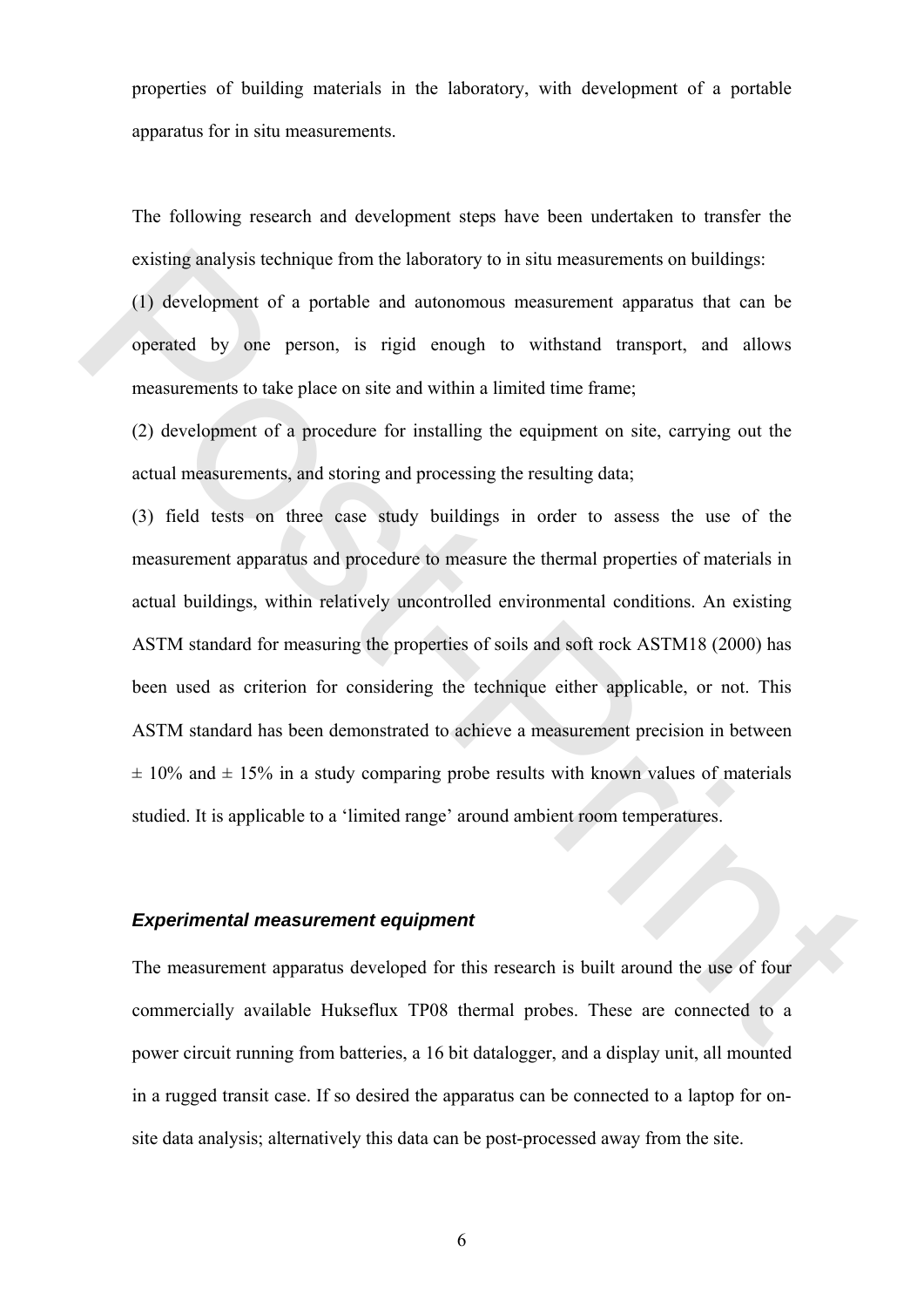properties of building materials in the laboratory, with development of a portable apparatus for in situ measurements.

The following research and development steps have been undertaken to transfer the existing analysis technique from the laboratory to in situ measurements on buildings:

(1) development of a portable and autonomous measurement apparatus that can be operated by one person, is rigid enough to withstand transport, and allows measurements to take place on site and within a limited time frame;

(2) development of a procedure for installing the equipment on site, carrying out the actual measurements, and storing and processing the resulting data;

(3) field tests on three case study buildings in order to assess the use of the measurement apparatus and procedure to measure the thermal properties of materials in actual buildings, within relatively uncontrolled environmental conditions. An existing ASTM standard for measuring the properties of soils and soft rock ASTM18 (2000) has been used as criterion for considering the technique either applicable, or not. This ASTM standard has been demonstrated to achieve a measurement precision in between ± 10% and ± 15% in a study comparing probe results with known values of materials studied. It is applicable to a 'limited range' around ambient room temperatures.

### *Experimental measurement equipment*

The measurement apparatus developed for this research is built around the use of four commercially available Hukseflux TP08 thermal probes. These are connected to a power circuit running from batteries, a 16 bit datalogger, and a display unit, all mounted in a rugged transit case. If so desired the apparatus can be connected to a laptop for on-site data analysis; alternatively this data can be post-processed away from the site.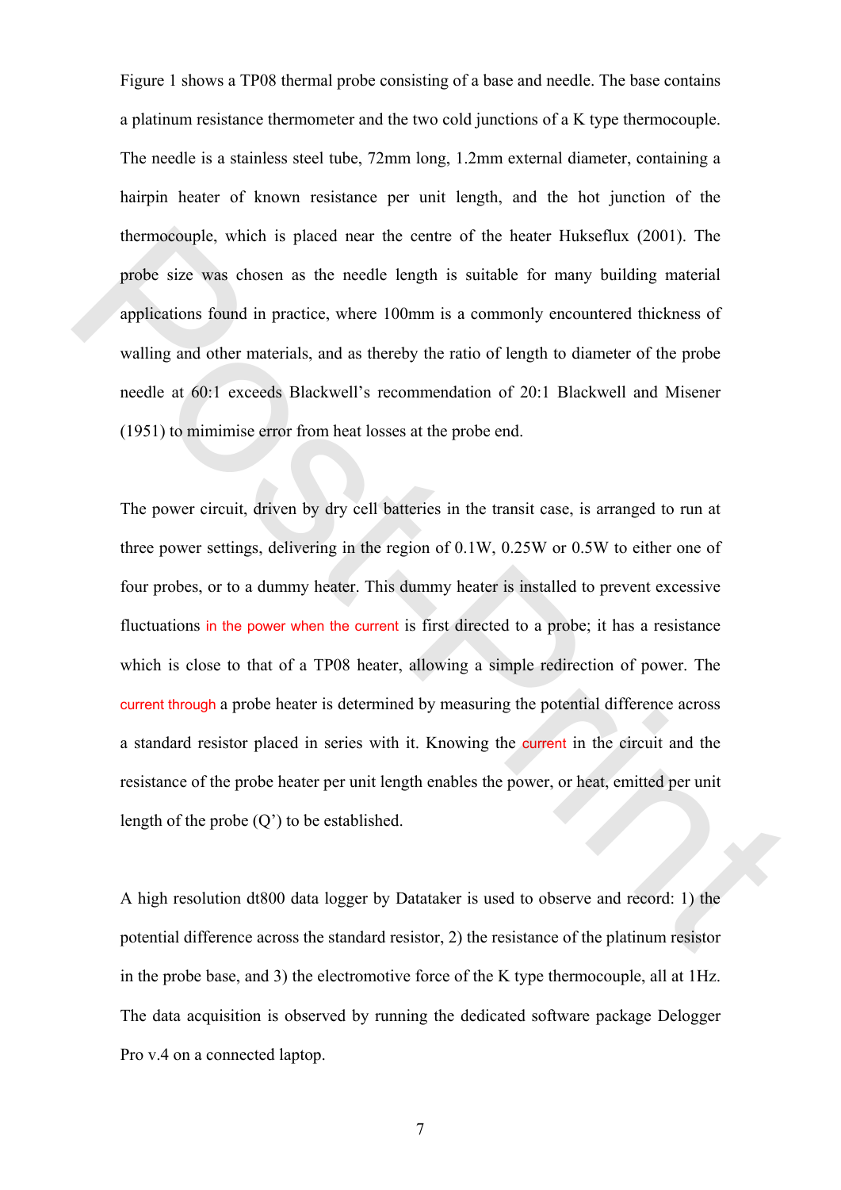Figure 1 shows a TP08 thermal probe consisting of a base and needle. The base contains a platinum resistance thermometer and the two cold junctions of a K type thermocouple. The needle is a stainless steel tube, 72mm long, 1.2mm external diameter, containing a hairpin heater of known resistance per unit length, and the hot junction of the thermocouple, which is placed near the centre of the heater Hukseflux (2001). The probe size was chosen as the needle length is suitable for many building material applications found in practice, where 100mm is a commonly encountered thickness of walling and other materials, and as thereby the ratio of length to diameter of the probe needle at 60:1 exceeds Blackwell's recommendation of 20:1 Blackwell and Misener (1951) to mimimise error from heat losses at the probe end.

The power circuit, driven by dry cell batteries in the transit case, is arranged to run at three power settings, delivering in the region of 0.1W, 0.25W or 0.5W to either one of four probes, or to a dummy heater. This dummy heater is installed to prevent excessive fluctuations in the power when the current is first directed to a probe; it has a resistance which is close to that of a TP08 heater, allowing a simple redirection of power. The current through a probe heater is determined by measuring the potential difference across a standard resistor placed in series with it. Knowing the current in the circuit and the resistance of the probe heater per unit length enables the power, or heat, emitted per unit length of the probe (Q') to be established.

A high resolution dt800 data logger by Datataker is used to observe and record: 1) the potential difference across the standard resistor, 2) the resistance of the platinum resistor in the probe base, and 3) the electromotive force of the K type thermocouple, all at 1Hz. The data acquisition is observed by running the dedicated software package Delogger Pro v.4 on a connected laptop.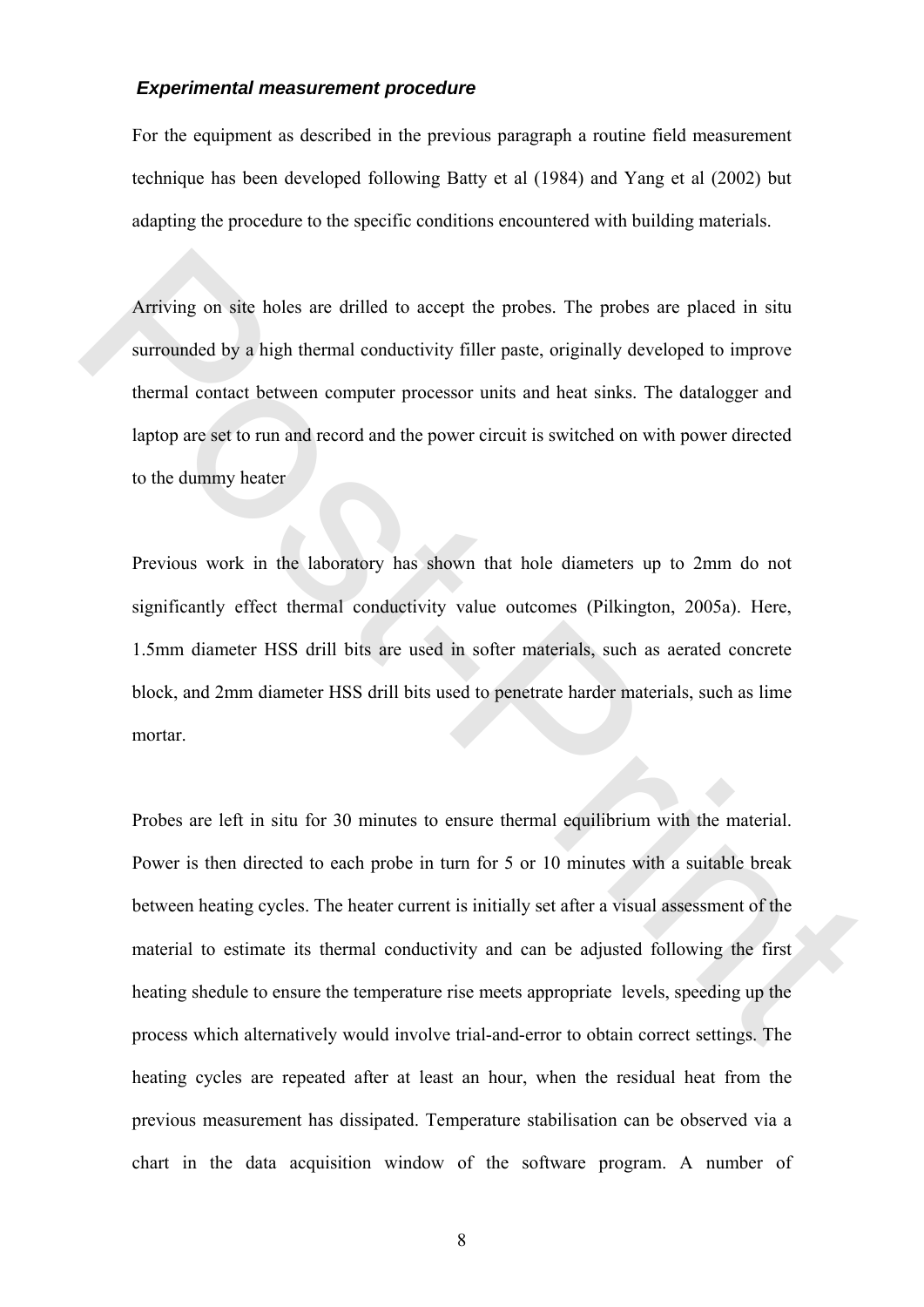### *Experimental measurement procedure*

For the equipment as described in the previous paragraph a routine field measurement technique has been developed following Batty et al (1984) and Yang et al (2002) but adapting the procedure to the specific conditions encountered with building materials.

Arriving on site holes are drilled to accept the probes. The probes are placed in situ surrounded by a high thermal conductivity filler paste, originally developed to improve thermal contact between computer processor units and heat sinks. The datalogger and laptop are set to run and record and the power circuit is switched on with power directed to the dummy heater

Previous work in the laboratory has shown that hole diameters up to 2mm do not significantly effect thermal conductivity value outcomes (Pilkington, 2005a). Here, 1.5mm diameter HSS drill bits are used in softer materials, such as aerated concrete block, and 2mm diameter HSS drill bits used to penetrate harder materials, such as lime mortar.

Probes are left in situ for 30 minutes to ensure thermal equilibrium with the material. Power is then directed to each probe in turn for 5 or 10 minutes with a suitable break between heating cycles. The heater current is initially set after a visual assessment of the material to estimate its thermal conductivity and can be adjusted following the first heating shedule to ensure the temperature rise meets appropriate levels, speeding up the process which alternatively would involve trial-and-error to obtain correct settings. The heating cycles are repeated after at least an hour, when the residual heat from the previous measurement has dissipated. Temperature stabilisation can be observed via a chart in the data acquisition window of the software program. A number of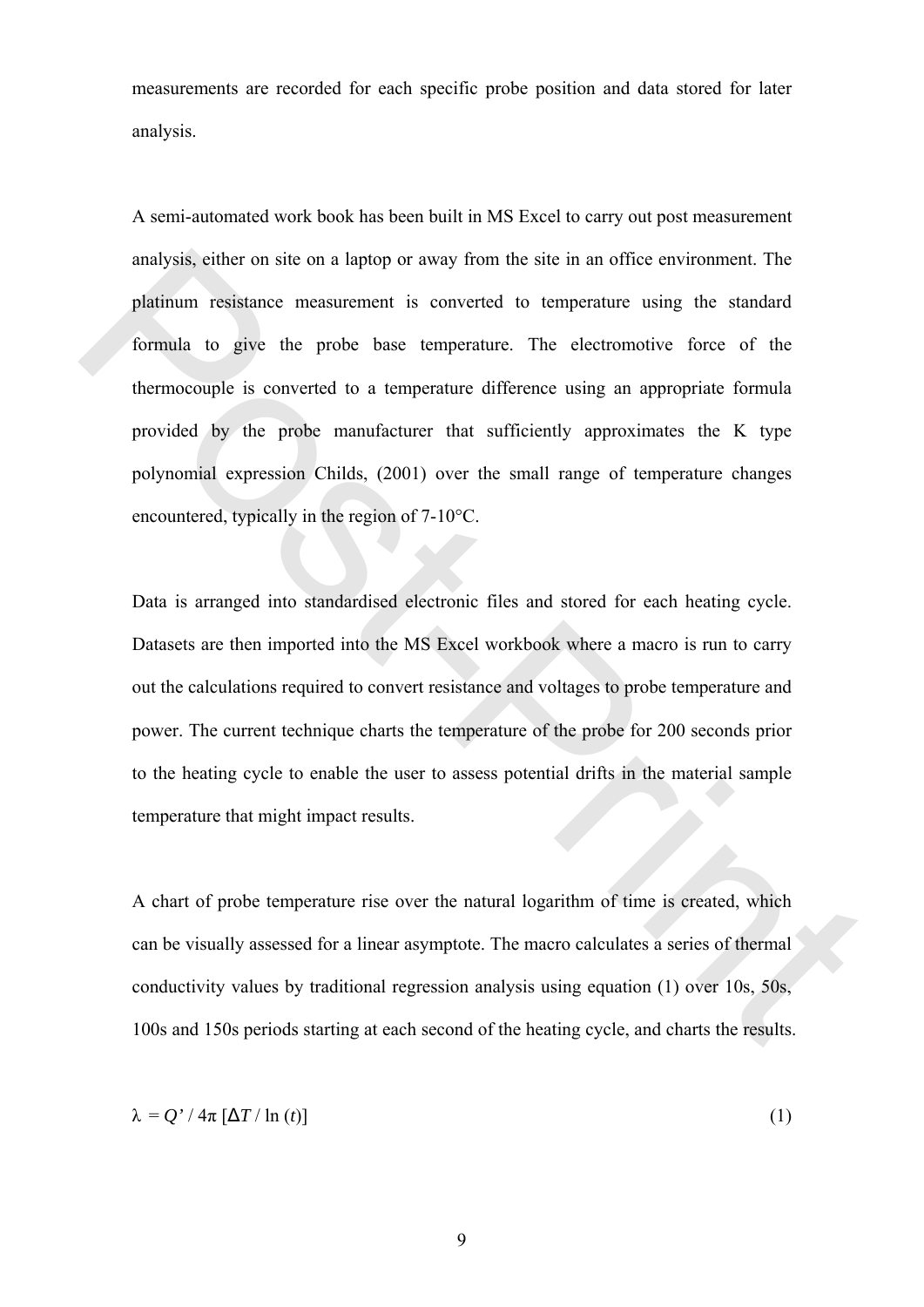measurements are recorded for each specific probe position and data stored for later analysis.

A semi-automated work book has been built in MS Excel to carry out post measurement analysis, either on site on a laptop or away from the site in an office environment. The platinum resistance measurement is converted to temperature using the standard formula to give the probe base temperature. The electromotive force of the thermocouple is converted to a temperature difference using an appropriate formula provided by the probe manufacturer that sufficiently approximates the K type polynomial expression Childs, (2001) over the small range of temperature changes encountered, typically in the region of 7-10°C.

Data is arranged into standardised electronic files and stored for each heating cycle. Datasets are then imported into the MS Excel workbook where a macro is run to carry out the calculations required to convert resistance and voltages to probe temperature and power. The current technique charts the temperature of the probe for 200 seconds prior to the heating cycle to enable the user to assess potential drifts in the material sample temperature that might impact results.

A chart of probe temperature rise over the natural logarithm of time is created, which can be visually assessed for a linear asymptote. The macro calculates a series of thermal conductivity values by traditional regression analysis using equation (1) over 10s, 50s, 100s and 150s periods starting at each second of the heating cycle, and charts the results.

$$\lambda = Q' / 4\pi \, [\Delta T / \ln (t)] \qquad (1)$$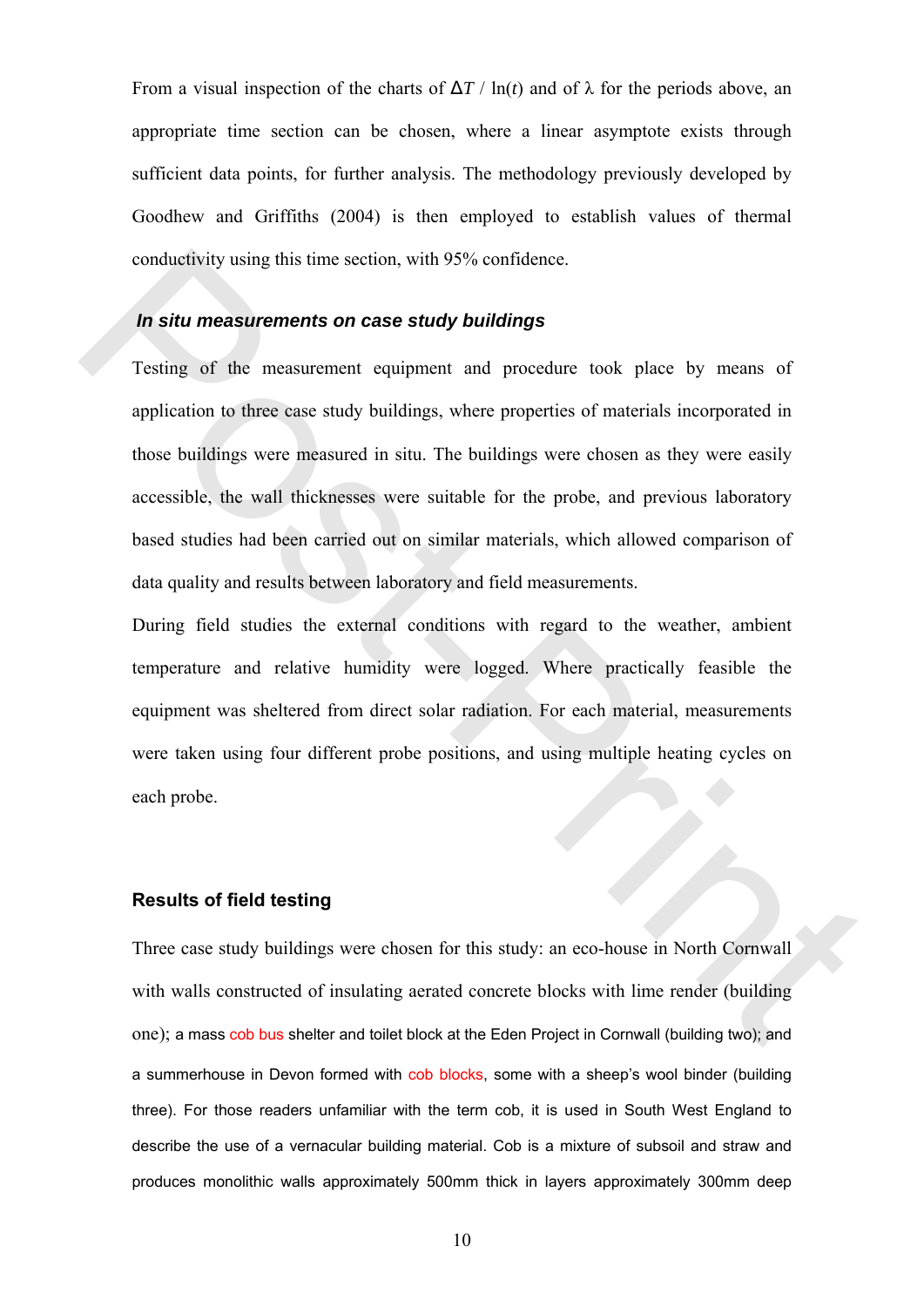From a visual inspection of the charts of $\Delta T$ / $\ln(t)$ and of $\lambda$ for the periods above, an appropriate time section can be chosen, where a linear asymptote exists through sufficient data points, for further analysis. The methodology previously developed by Goodhew and Griffiths (2004) is then employed to establish values of thermal conductivity using this time section, with 95% confidence.

### *In situ measurements on case study buildings*

Testing of the measurement equipment and procedure took place by means of application to three case study buildings, where properties of materials incorporated in those buildings were measured in situ. The buildings were chosen as they were easily accessible, the wall thicknesses were suitable for the probe, and previous laboratory based studies had been carried out on similar materials, which allowed comparison of data quality and results between laboratory and field measurements.

During field studies the external conditions with regard to the weather, ambient temperature and relative humidity were logged. Where practically feasible the equipment was sheltered from direct solar radiation. For each material, measurements were taken using four different probe positions, and using multiple heating cycles on each probe.

### Results of field testing

Three case study buildings were chosen for this study: an eco-house in North Cornwall with walls constructed of insulating aerated concrete blocks with lime render (building one); a mass cob bus shelter and toilet block at the Eden Project in Cornwall (building two); and a summerhouse in Devon formed with cob blocks, some with a sheep's wool binder (building three). For those readers unfamiliar with the term cob, it is used in South West England to describe the use of a vernacular building material. Cob is a mixture of subsoil and straw and produces monolithic walls approximately 500mm thick in layers approximately 300mm deep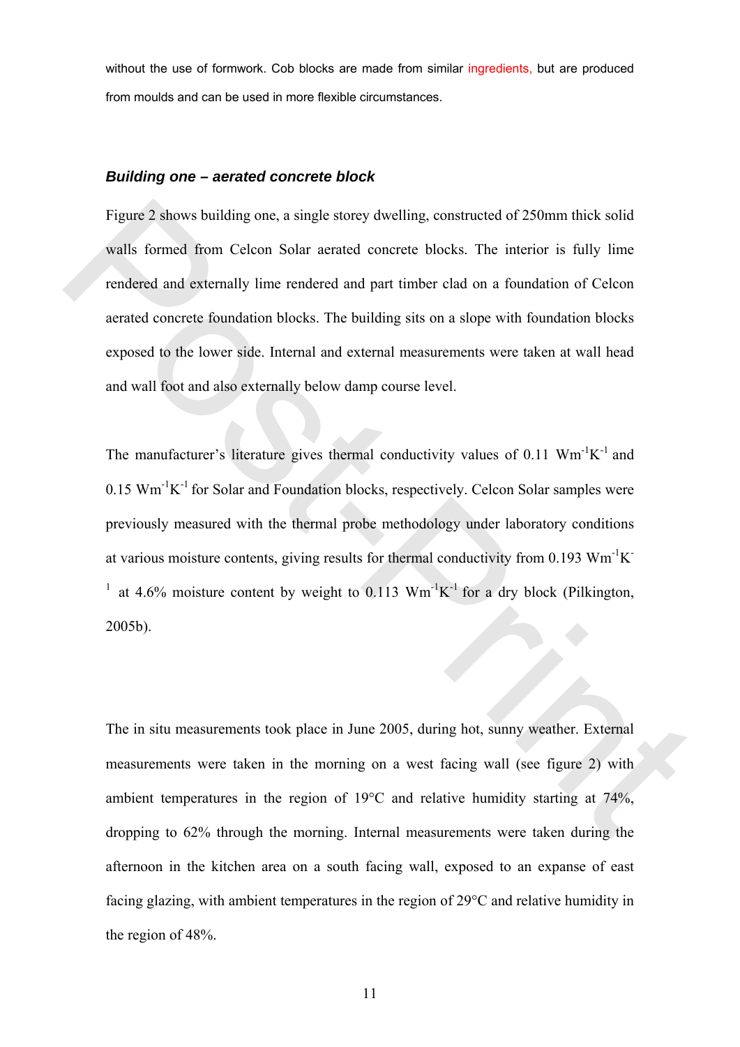without the use of formwork. Cob blocks are made from similar ingredients, but are produced from moulds and can be used in more flexible circumstances.

### *Building one – aerated concrete block*

Figure 2 shows building one, a single storey dwelling, constructed of 250mm thick solid walls formed from Celcon Solar aerated concrete blocks. The interior is fully lime rendered and externally lime rendered and part timber clad on a foundation of Celcon aerated concrete foundation blocks. The building sits on a slope with foundation blocks exposed to the lower side. Internal and external measurements were taken at wall head and wall foot and also externally below damp course level.

The manufacturer's literature gives thermal conductivity values of 0.11 $Wm^{-1}K^{-1}$ and 0.15 $Wm^{-1}K^{-1}$ for Solar and Foundation blocks, respectively. Celcon Solar samples were previously measured with the thermal probe methodology under laboratory conditions at various moisture contents, giving results for thermal conductivity from 0.193 $Wm^{-1}K^{-1}$ at 4.6% moisture content by weight to 0.113 $Wm^{-1}K^{-1}$ for a dry block (Pilkington, 2005b).

The in situ measurements took place in June 2005, during hot, sunny weather. External measurements were taken in the morning on a west facing wall (see figure 2) with ambient temperatures in the region of 19°C and relative humidity starting at 74%, dropping to 62% through the morning. Internal measurements were taken during the afternoon in the kitchen area on a south facing wall, exposed to an expanse of east facing glazing, with ambient temperatures in the region of 29°C and relative humidity in the region of 48%.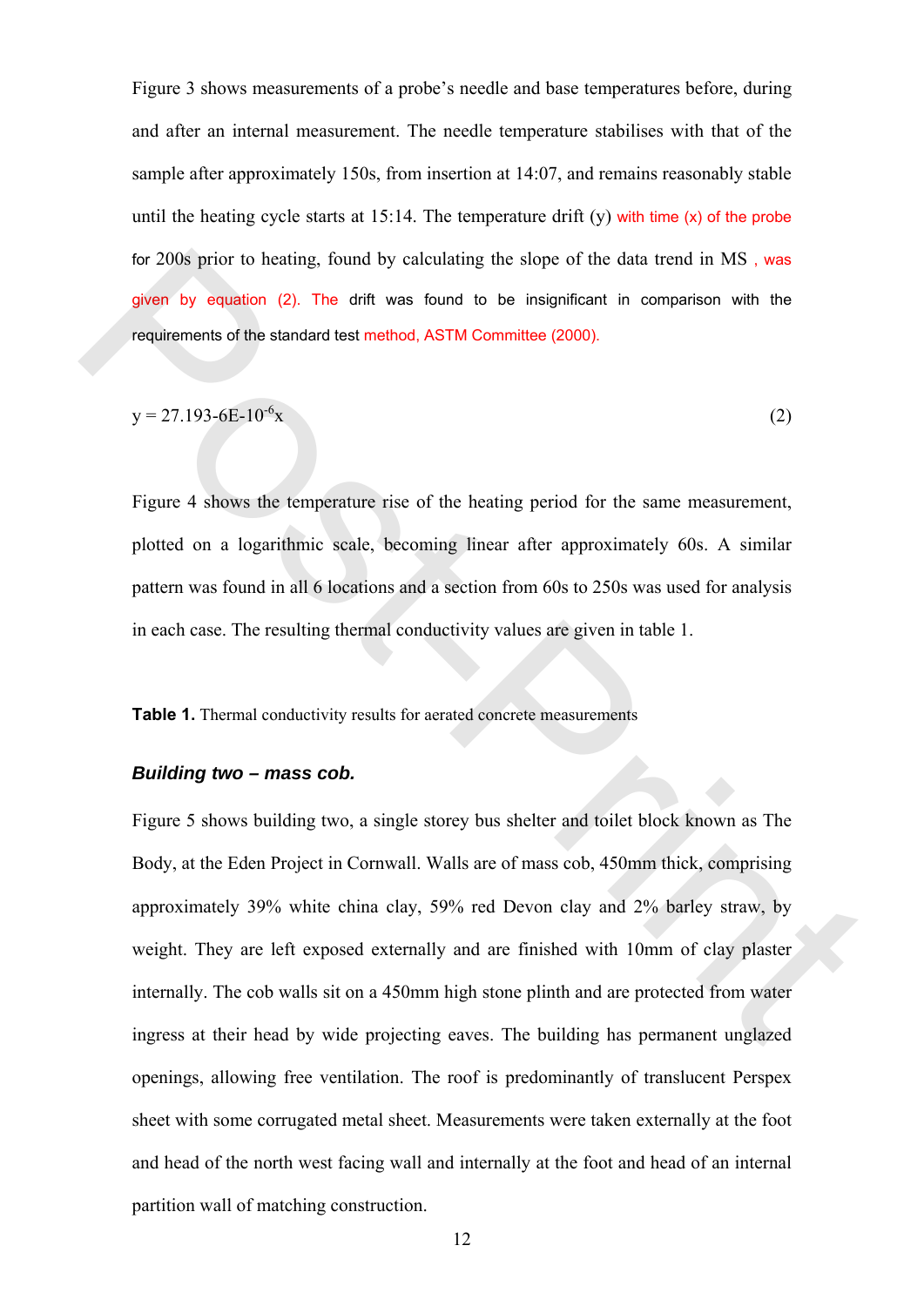Figure 3 shows measurements of a probe's needle and base temperatures before, during and after an internal measurement. The needle temperature stabilises with that of the sample after approximately 150s, from insertion at 14:07, and remains reasonably stable until the heating cycle starts at 15:14. The temperature drift (y) with time (x) of the probe for 200s prior to heating, found by calculating the slope of the data trend in MS , was given by equation (2). The drift was found to be insignificant in comparison with the requirements of the standard test method, ASTM Committee (2000).

$$y = 27.193\text{-}6E\text{-}10^{-6}x \tag{2}$$

Figure 4 shows the temperature rise of the heating period for the same measurement, plotted on a logarithmic scale, becoming linear after approximately 60s. A similar pattern was found in all 6 locations and a section from 60s to 250s was used for analysis in each case. The resulting thermal conductivity values are given in table 1.

**Table 1.** Thermal conductivity results for aerated concrete measurements

### *Building two – mass cob.*

Figure 5 shows building two, a single storey bus shelter and toilet block known as The Body, at the Eden Project in Cornwall. Walls are of mass cob, 450mm thick, comprising approximately 39% white china clay, 59% red Devon clay and 2% barley straw, by weight. They are left exposed externally and are finished with 10mm of clay plaster internally. The cob walls sit on a 450mm high stone plinth and are protected from water ingress at their head by wide projecting eaves. The building has permanent unglazed openings, allowing free ventilation. The roof is predominantly of translucent Perspex sheet with some corrugated metal sheet. Measurements were taken externally at the foot and head of the north west facing wall and internally at the foot and head of an internal partition wall of matching construction.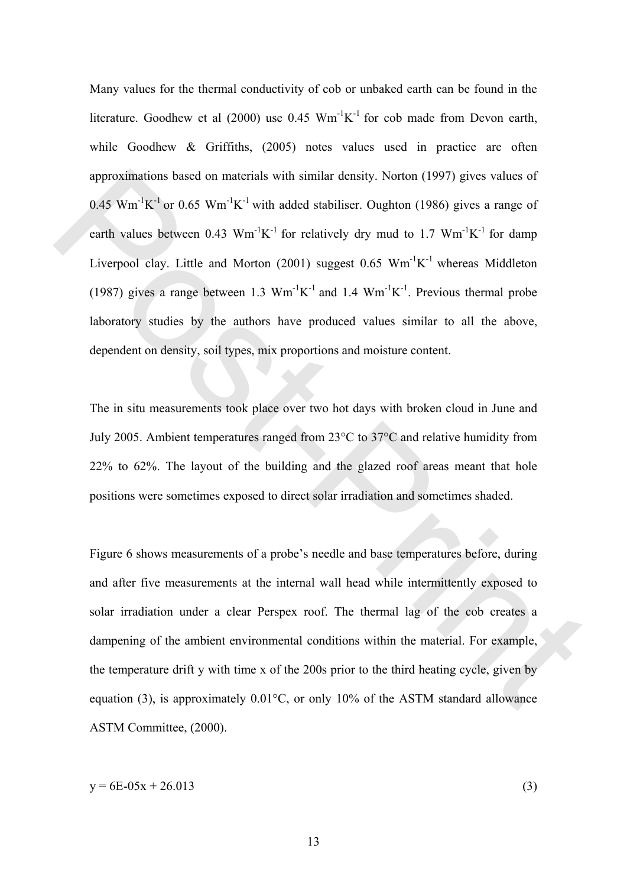Many values for the thermal conductivity of cob or unbaked earth can be found in the literature. Goodhew et al (2000) use 0.45 $Wm^{-1}K^{-1}$ for cob made from Devon earth, while Goodhew & Griffiths, (2005) notes values used in practice are often approximations based on materials with similar density. Norton (1997) gives values of 0.45 $Wm^{-1}K^{-1}$ or 0.65 $Wm^{-1}K^{-1}$ with added stabiliser. Oughton (1986) gives a range of earth values between 0.43 $Wm^{-1}K^{-1}$ for relatively dry mud to 1.7 $Wm^{-1}K^{-1}$ for damp Liverpool clay. Little and Morton (2001) suggest 0.65 $Wm^{-1}K^{-1}$ whereas Middleton (1987) gives a range between 1.3 $Wm^{-1}K^{-1}$ and 1.4 $Wm^{-1}K^{-1}$. Previous thermal probe laboratory studies by the authors have produced values similar to all the above, dependent on density, soil types, mix proportions and moisture content.

The in situ measurements took place over two hot days with broken cloud in June and July 2005. Ambient temperatures ranged from 23°C to 37°C and relative humidity from 22% to 62%. The layout of the building and the glazed roof areas meant that hole positions were sometimes exposed to direct solar irradiation and sometimes shaded.

Figure 6 shows measurements of a probe's needle and base temperatures before, during and after five measurements at the internal wall head while intermittently exposed to solar irradiation under a clear Perspex roof. The thermal lag of the cob creates a dampening of the ambient environmental conditions within the material. For example, the temperature drift y with time x of the 200s prior to the third heating cycle, given by equation (3), is approximately 0.01°C, or only 10% of the ASTM standard allowance ASTM Committee, (2000).

$$y = 6E\text{-}05x + 26.013 \tag{3}$$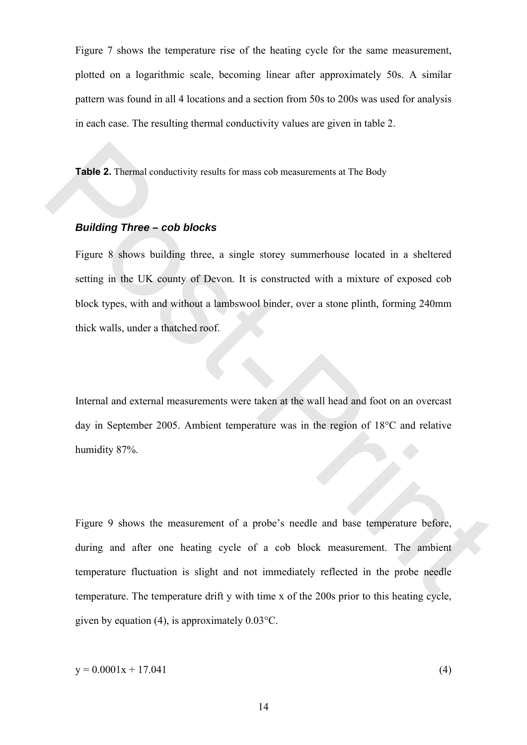Figure 7 shows the temperature rise of the heating cycle for the same measurement, plotted on a logarithmic scale, becoming linear after approximately 50s. A similar pattern was found in all 4 locations and a section from 50s to 200s was used for analysis in each case. The resulting thermal conductivity values are given in table 2.

**Table 2.** Thermal conductivity results for mass cob measurements at The Body

### *Building Three – cob blocks*

Figure 8 shows building three, a single storey summerhouse located in a sheltered setting in the UK county of Devon. It is constructed with a mixture of exposed cob block types, with and without a lambswool binder, over a stone plinth, forming 240mm thick walls, under a thatched roof.

Internal and external measurements were taken at the wall head and foot on an overcast day in September 2005. Ambient temperature was in the region of 18°C and relative humidity 87%.

Figure 9 shows the measurement of a probe's needle and base temperature before, during and after one heating cycle of a cob block measurement. The ambient temperature fluctuation is slight and not immediately reflected in the probe needle temperature. The temperature drift y with time x of the 200s prior to this heating cycle, given by equation (4), is approximately 0.03°C.

$$y = 0.0001x + 17.041 \tag{4}$$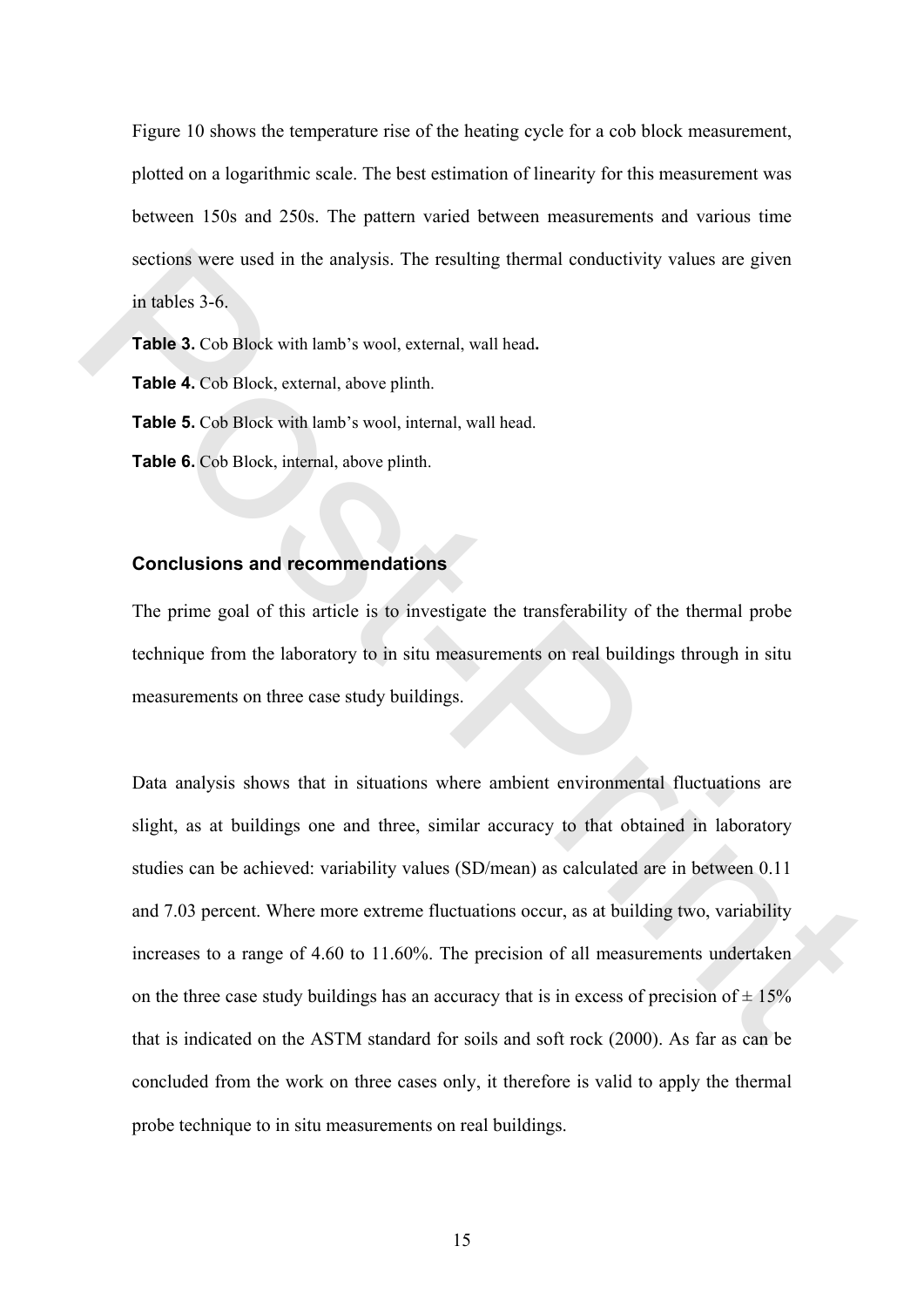Figure 10 shows the temperature rise of the heating cycle for a cob block measurement, plotted on a logarithmic scale. The best estimation of linearity for this measurement was between 150s and 250s. The pattern varied between measurements and various time sections were used in the analysis. The resulting thermal conductivity values are given in tables 3-6.

**Table 3.** Cob Block with lamb's wool, external, wall head**.**

**Table 4.** Cob Block, external, above plinth.

**Table 5.** Cob Block with lamb's wool, internal, wall head.

**Table 6.** Cob Block, internal, above plinth.

## Conclusions and recommendations

The prime goal of this article is to investigate the transferability of the thermal probe technique from the laboratory to in situ measurements on real buildings through in situ measurements on three case study buildings.

Data analysis shows that in situations where ambient environmental fluctuations are slight, as at buildings one and three, similar accuracy to that obtained in laboratory studies can be achieved: variability values (SD/mean) as calculated are in between 0.11 and 7.03 percent. Where more extreme fluctuations occur, as at building two, variability increases to a range of 4.60 to 11.60%. The precision of all measurements undertaken on the three case study buildings has an accuracy that is in excess of precision of ± 15% that is indicated on the ASTM standard for soils and soft rock (2000). As far as can be concluded from the work on three cases only, it therefore is valid to apply the thermal probe technique to in situ measurements on real buildings.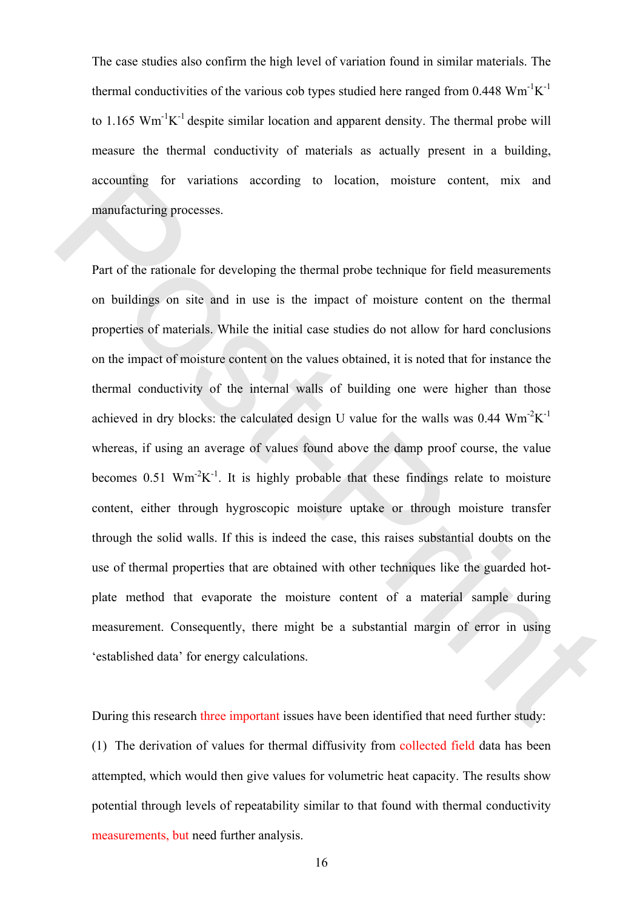The case studies also confirm the high level of variation found in similar materials. The thermal conductivities of the various cob types studied here ranged from 0.448 $Wm^{-1}K^{-1}$ to 1.165 $Wm^{-1}K^{-1}$ despite similar location and apparent density. The thermal probe will measure the thermal conductivity of materials as actually present in a building, accounting for variations according to location, moisture content, mix and manufacturing processes.

Part of the rationale for developing the thermal probe technique for field measurements on buildings on site and in use is the impact of moisture content on the thermal properties of materials. While the initial case studies do not allow for hard conclusions on the impact of moisture content on the values obtained, it is noted that for instance the thermal conductivity of the internal walls of building one were higher than those achieved in dry blocks: the calculated design U value for the walls was 0.44 $Wm^{-2}K^{-1}$ whereas, if using an average of values found above the damp proof course, the value becomes 0.51 $Wm^{-2}K^{-1}$. It is highly probable that these findings relate to moisture content, either through hygroscopic moisture uptake or through moisture transfer through the solid walls. If this is indeed the case, this raises substantial doubts on the use of thermal properties that are obtained with other techniques like the guarded hot-plate method that evaporate the moisture content of a material sample during measurement. Consequently, there might be a substantial margin of error in using 'established data' for energy calculations.

During this research three important issues have been identified that need further study:

(1) The derivation of values for thermal diffusivity from collected field data has been attempted, which would then give values for volumetric heat capacity. The results show potential through levels of repeatability similar to that found with thermal conductivity measurements, but need further analysis.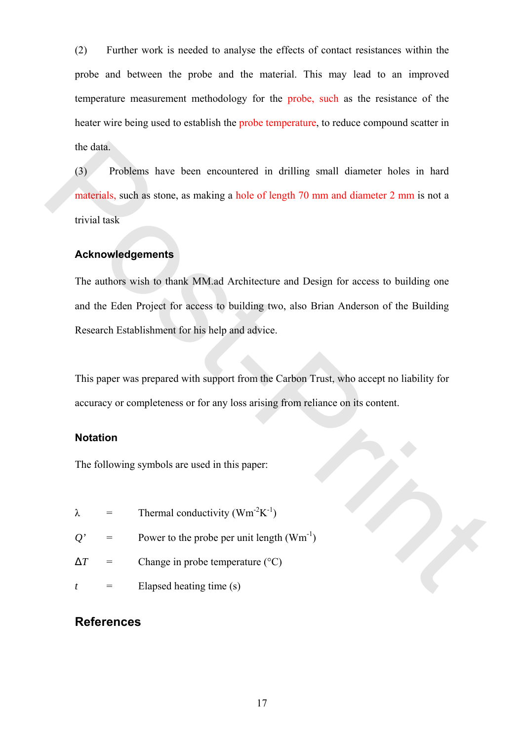(2) Further work is needed to analyse the effects of contact resistances within the probe and between the probe and the material. This may lead to an improved temperature measurement methodology for the probe, such as the resistance of the heater wire being used to establish the probe temperature, to reduce compound scatter in the data.

(3) Problems have been encountered in drilling small diameter holes in hard materials, such as stone, as making a hole of length 70 mm and diameter 2 mm is not a trivial task

## Acknowledgements

The authors wish to thank MM.ad Architecture and Design for access to building one and the Eden Project for access to building two, also Brian Anderson of the Building Research Establishment for his help and advice.

This paper was prepared with support from the Carbon Trust, who accept no liability for accuracy or completeness or for any loss arising from reliance on its content.

## Notation

The following symbols are used in this paper:

$\lambda$ = Thermal conductivity ($Wm^{-2}K^{-1}$)

$Q'$ = Power to the probe per unit length ($Wm^{-1}$)

$\Delta T$ = Change in probe temperature (°C)

$t$ = Elapsed heating time (s)

## References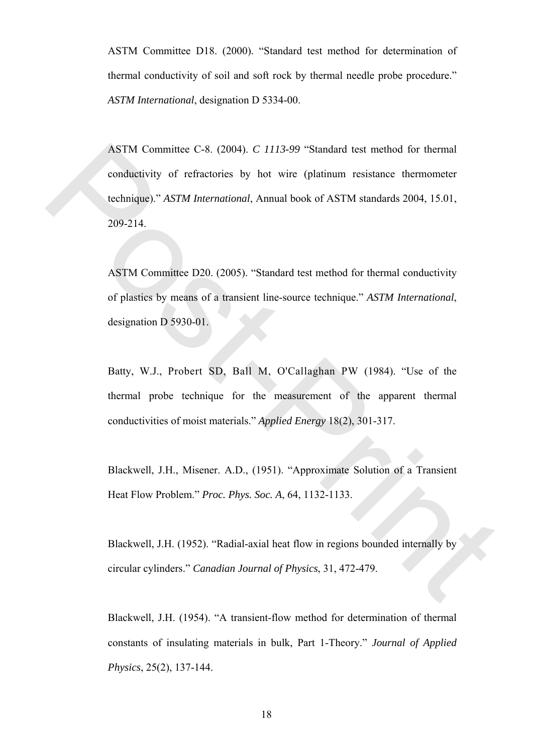ASTM Committee D18. (2000). "Standard test method for determination of thermal conductivity of soil and soft rock by thermal needle probe procedure." *ASTM International*, designation D 5334-00.

ASTM Committee C-8. (2004). *C 1113-99* "Standard test method for thermal conductivity of refractories by hot wire (platinum resistance thermometer technique)." *ASTM International*, Annual book of ASTM standards 2004, 15.01, 209-214.

ASTM Committee D20. (2005). "Standard test method for thermal conductivity of plastics by means of a transient line-source technique." *ASTM International*, designation D 5930-01.

Batty, W.J., Probert SD, Ball M, O'Callaghan PW (1984). "Use of the thermal probe technique for the measurement of the apparent thermal conductivities of moist materials." *Applied Energy* 18(2), 301-317.

Blackwell, J.H., Misener. A.D., (1951). "Approximate Solution of a Transient Heat Flow Problem." *Proc. Phys. Soc. A*, 64, 1132-1133.

Blackwell, J.H. (1952). "Radial-axial heat flow in regions bounded internally by circular cylinders." *Canadian Journal of Physics*, 31, 472-479.

Blackwell, J.H. (1954). "A transient-flow method for determination of thermal constants of insulating materials in bulk, Part 1-Theory." *Journal of Applied Physics*, 25(2), 137-144.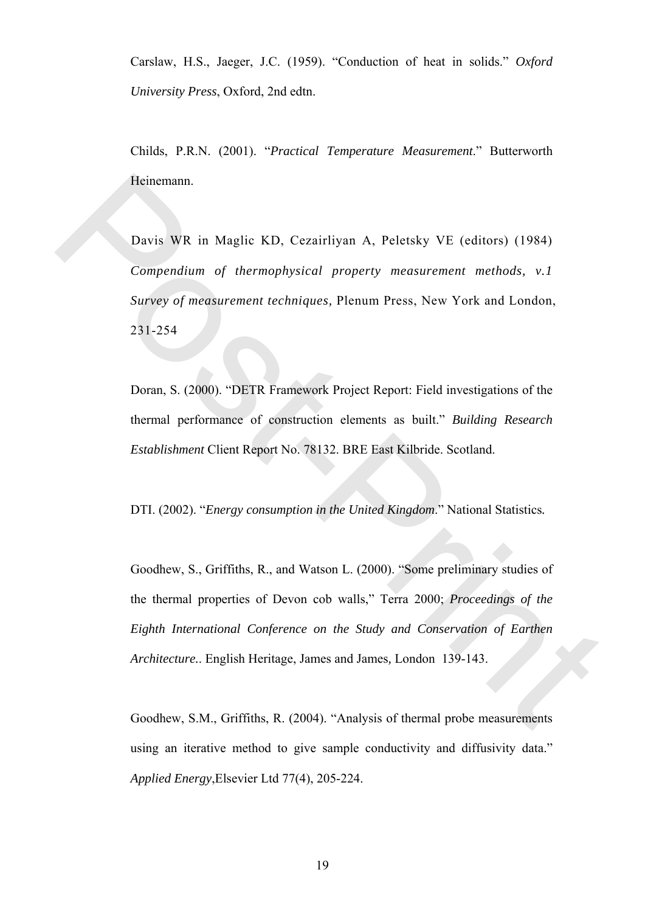Carslaw, H.S., Jaeger, J.C. (1959). "Conduction of heat in solids." *Oxford University Press*, Oxford, 2nd edtn.

Childs, P.R.N. (2001). "*Practical Temperature Measurement*." Butterworth Heinemann.

Davis WR in Maglic KD, Cezairliyan A, Peletsky VE (editors) (1984) *Compendium of thermophysical property measurement methods, v.1 Survey of measurement techniques,* Plenum Press, New York and London, 231-254

Doran, S. (2000). "DETR Framework Project Report: Field investigations of the thermal performance of construction elements as built." *Building Research Establishment* Client Report No. 78132. BRE East Kilbride. Scotland.

DTI. (2002). "*Energy consumption in the United Kingdom*." National Statistics.

Goodhew, S., Griffiths, R., and Watson L. (2000). "Some preliminary studies of the thermal properties of Devon cob walls," Terra 2000; *Proceedings of the Eighth International Conference on the Study and Conservation of Earthen Architecture.*. English Heritage, James and James, London 139-143.

Goodhew, S.M., Griffiths, R. (2004). "Analysis of thermal probe measurements using an iterative method to give sample conductivity and diffusivity data." *Applied Energy*,Elsevier Ltd 77(4), 205-224.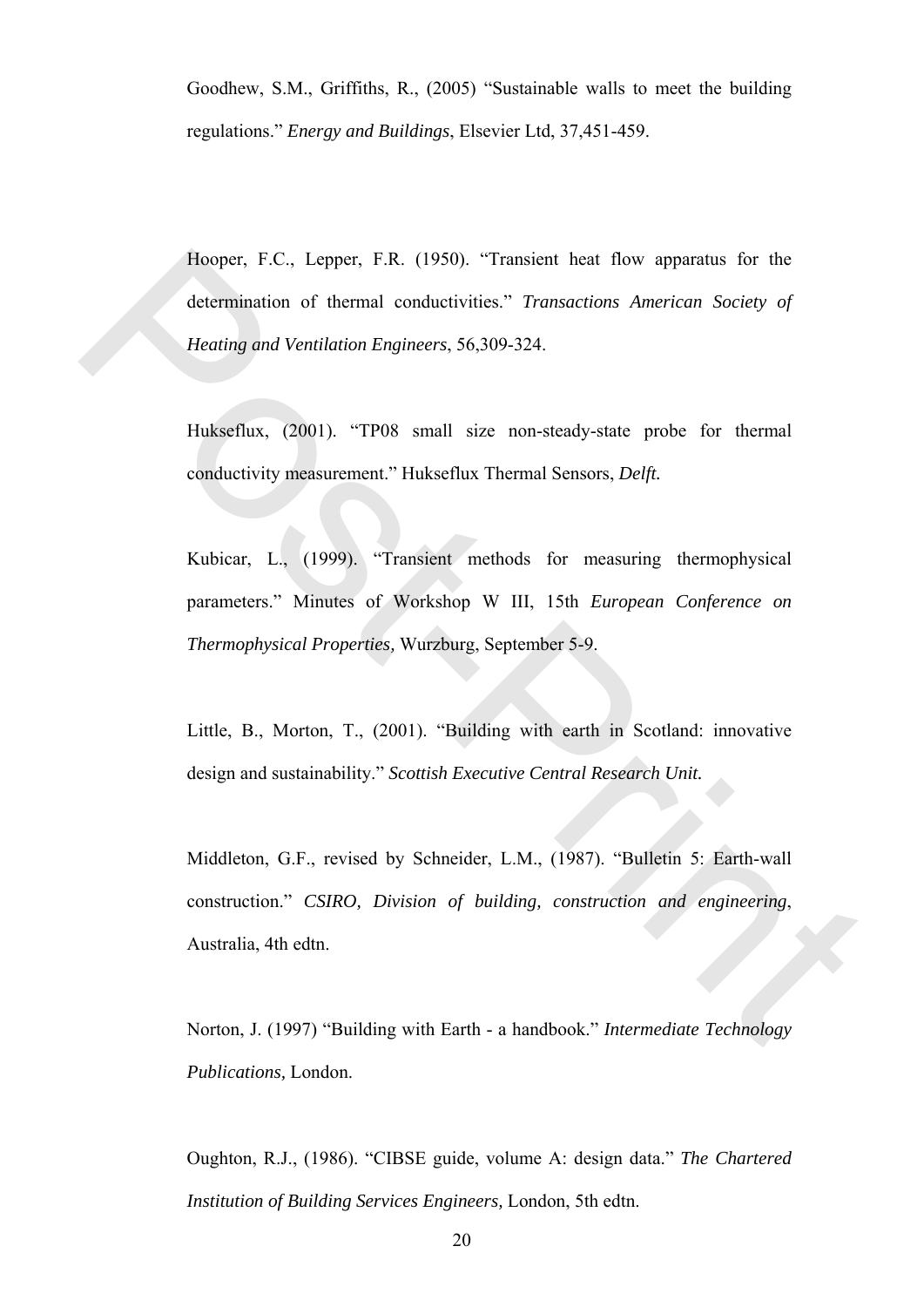Goodhew, S.M., Griffiths, R., (2005) "Sustainable walls to meet the building regulations." *Energy and Buildings*, Elsevier Ltd, 37,451-459.

Hooper, F.C., Lepper, F.R. (1950). "Transient heat flow apparatus for the determination of thermal conductivities." *Transactions American Society of Heating and Ventilation Engineers*, 56,309-324.

Hukseflux, (2001). "TP08 small size non-steady-state probe for thermal conductivity measurement." Hukseflux Thermal Sensors, *Delft.*

Kubicar, L., (1999). "Transient methods for measuring thermophysical parameters." Minutes of Workshop W III, 15th *European Conference on Thermophysical Properties,* Wurzburg, September 5-9.

Little, B., Morton, T., (2001). "Building with earth in Scotland: innovative design and sustainability." *Scottish Executive Central Research Unit.*

Middleton, G.F., revised by Schneider, L.M., (1987). "Bulletin 5: Earth-wall construction." *CSIRO, Division of building, construction and engineering*, Australia, 4th edtn.

Norton, J. (1997) "Building with Earth - a handbook." *Intermediate Technology Publications,* London.

Oughton, R.J., (1986). "CIBSE guide, volume A: design data." *The Chartered Institution of Building Services Engineers,* London, 5th edtn.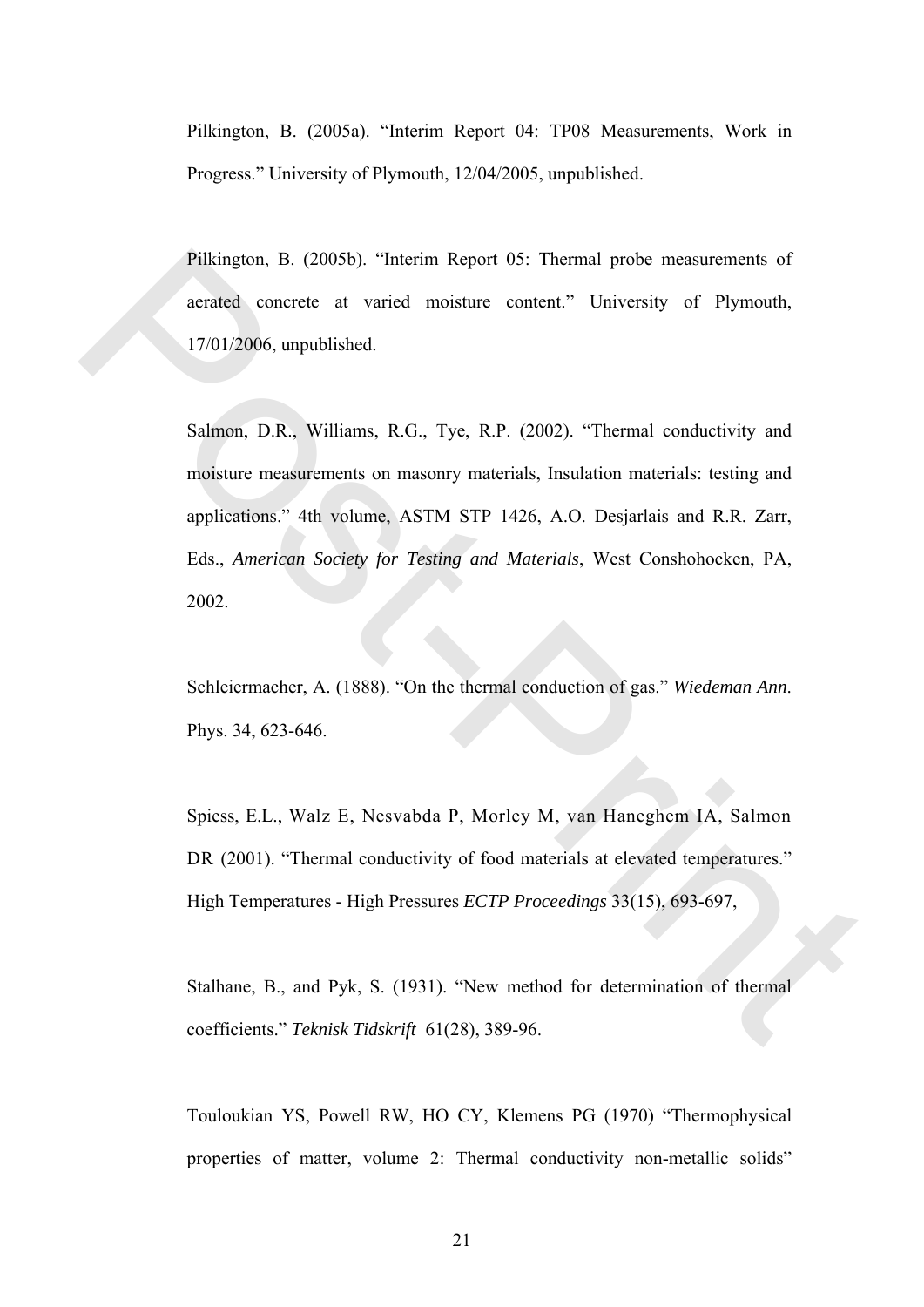Pilkington, B. (2005a). “Interim Report 04: TP08 Measurements, Work in Progress.” University of Plymouth, 12/04/2005, unpublished.

Pilkington, B. (2005b). “Interim Report 05: Thermal probe measurements of aerated concrete at varied moisture content.” University of Plymouth, 17/01/2006, unpublished.

Salmon, D.R., Williams, R.G., Tye, R.P. (2002). “Thermal conductivity and moisture measurements on masonry materials, Insulation materials: testing and applications.” 4th volume, ASTM STP 1426, A.O. Desjarlais and R.R. Zarr, Eds., *American Society for Testing and Materials*, West Conshohocken, PA, 2002.

Schleiermacher, A. (1888). “On the thermal conduction of gas.” *Wiedeman Ann*. Phys. 34, 623-646.

Spiess, E.L., Walz E, Nesvabda P, Morley M, van Haneghem IA, Salmon DR (2001). “Thermal conductivity of food materials at elevated temperatures.” High Temperatures - High Pressures *ECTP Proceedings* 33(15), 693-697,

Stalhane, B., and Pyk, S. (1931). “New method for determination of thermal coefficients.” *Teknisk Tidskrift* 61(28), 389-96.

Touloukian YS, Powell RW, HO CY, Klemens PG (1970) “Thermophysical properties of matter, volume 2: Thermal conductivity non-metallic solids”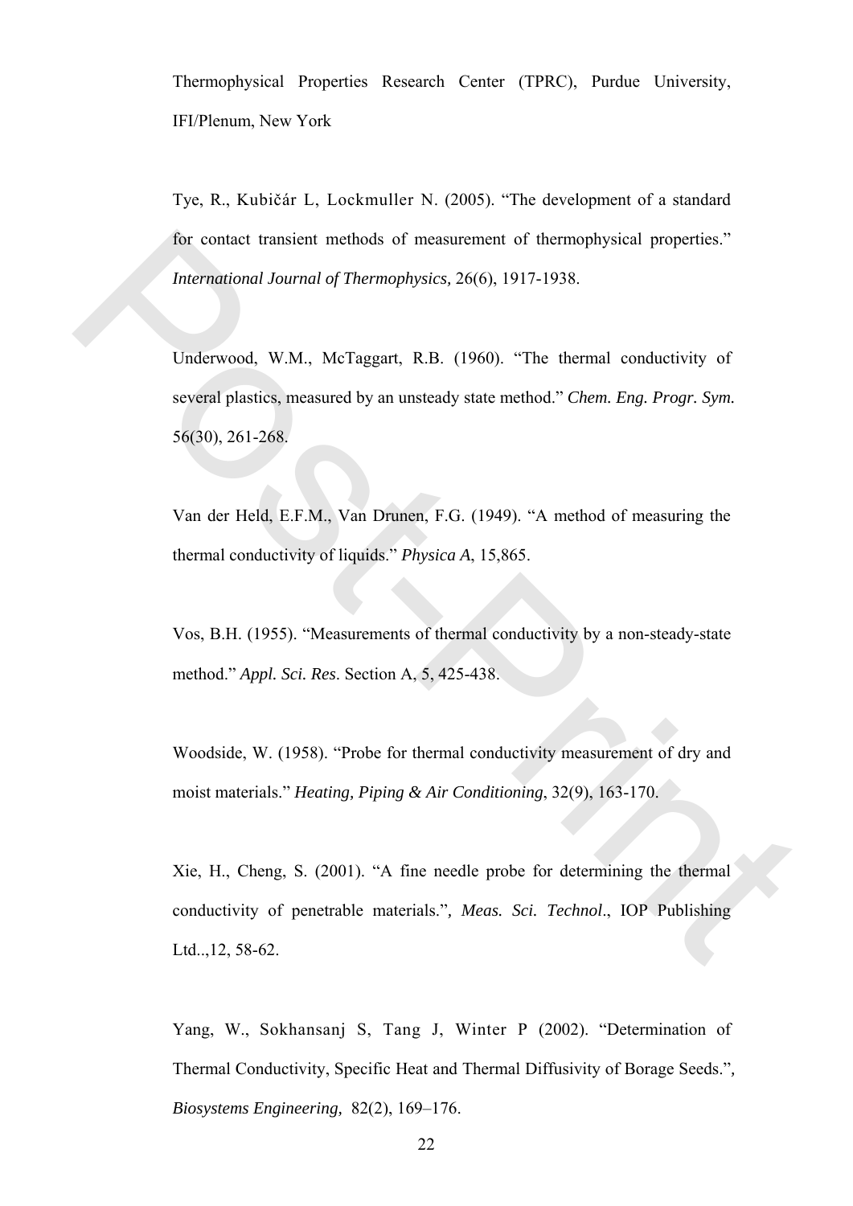Thermophysical Properties Research Center (TPRC), Purdue University, IFI/Plenum, New York

Tye, R., Kubičár L, Lockmuller N. (2005). "The development of a standard for contact transient methods of measurement of thermophysical properties." *International Journal of Thermophysics*, 26(6), 1917-1938.

Underwood, W.M., McTaggart, R.B. (1960). "The thermal conductivity of several plastics, measured by an unsteady state method." *Chem. Eng. Progr. Sym.* 56(30), 261-268.

Van der Held, E.F.M., Van Drunen, F.G. (1949). "A method of measuring the thermal conductivity of liquids." *Physica A*, 15,865.

Vos, B.H. (1955). "Measurements of thermal conductivity by a non-steady-state method." *Appl. Sci. Res*. Section A, 5, 425-438.

Woodside, W. (1958). "Probe for thermal conductivity measurement of dry and moist materials." *Heating, Piping & Air Conditioning*, 32(9), 163-170.

Xie, H., Cheng, S. (2001). "A fine needle probe for determining the thermal conductivity of penetrable materials.", *Meas. Sci. Technol*., IOP Publishing Ltd..,12, 58-62.

Yang, W., Sokhansanj S, Tang J, Winter P (2002). "Determination of Thermal Conductivity, Specific Heat and Thermal Diffusivity of Borage Seeds.", *Biosystems Engineering,* 82(2), 169–176.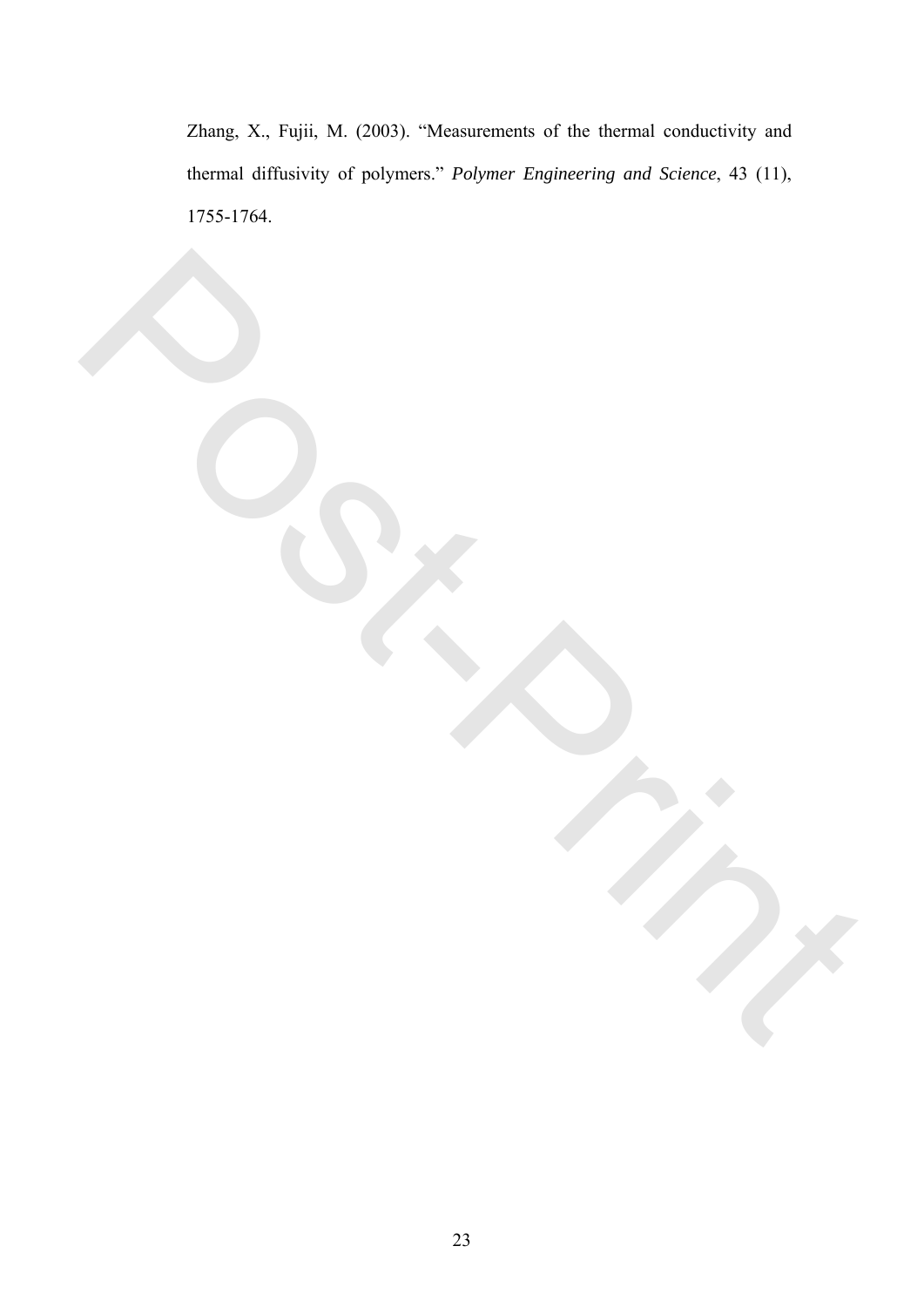Zhang, X., Fujii, M. (2003). "Measurements of the thermal conductivity and thermal diffusivity of polymers." *Polymer Engineering and Science*, 43 (11), 1755-1764.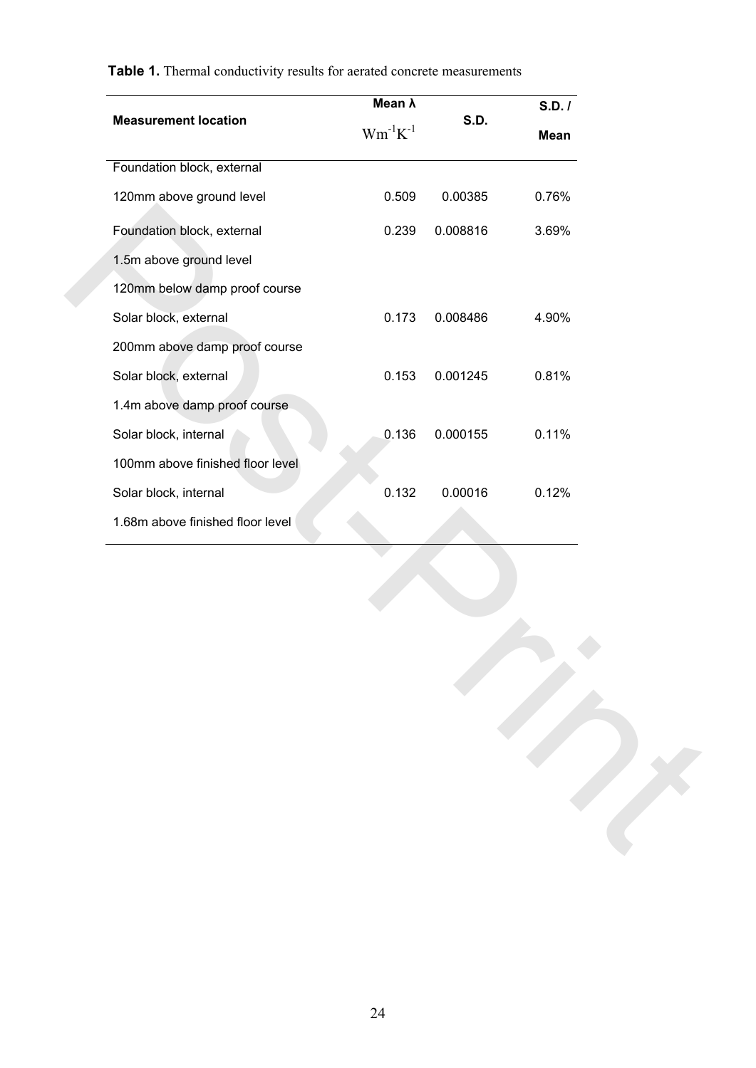**Table 1.** Thermal conductivity results for aerated concrete measurements

| Measurement location | Mean λ $Wm^{-1}K^{-1}$ | S.D. | S.D. / Mean |
|---|---|---|---|
| Foundation block, external 120mm above ground level | 0.509 | 0.00385 | 0.76% |
| Foundation block, external 1.5m above ground level 120mm below damp proof course | 0.239 | 0.008816 | 3.69% |
| Solar block, external 200mm above damp proof course | 0.173 | 0.008486 | 4.90% |
| Solar block, external 1.4m above damp proof course | 0.153 | 0.001245 | 0.81% |
| Solar block, internal 100mm above finished floor level | 0.136 | 0.000155 | 0.11% |
| Solar block, internal 1.68m above finished floor level | 0.132 | 0.00016 | 0.12% |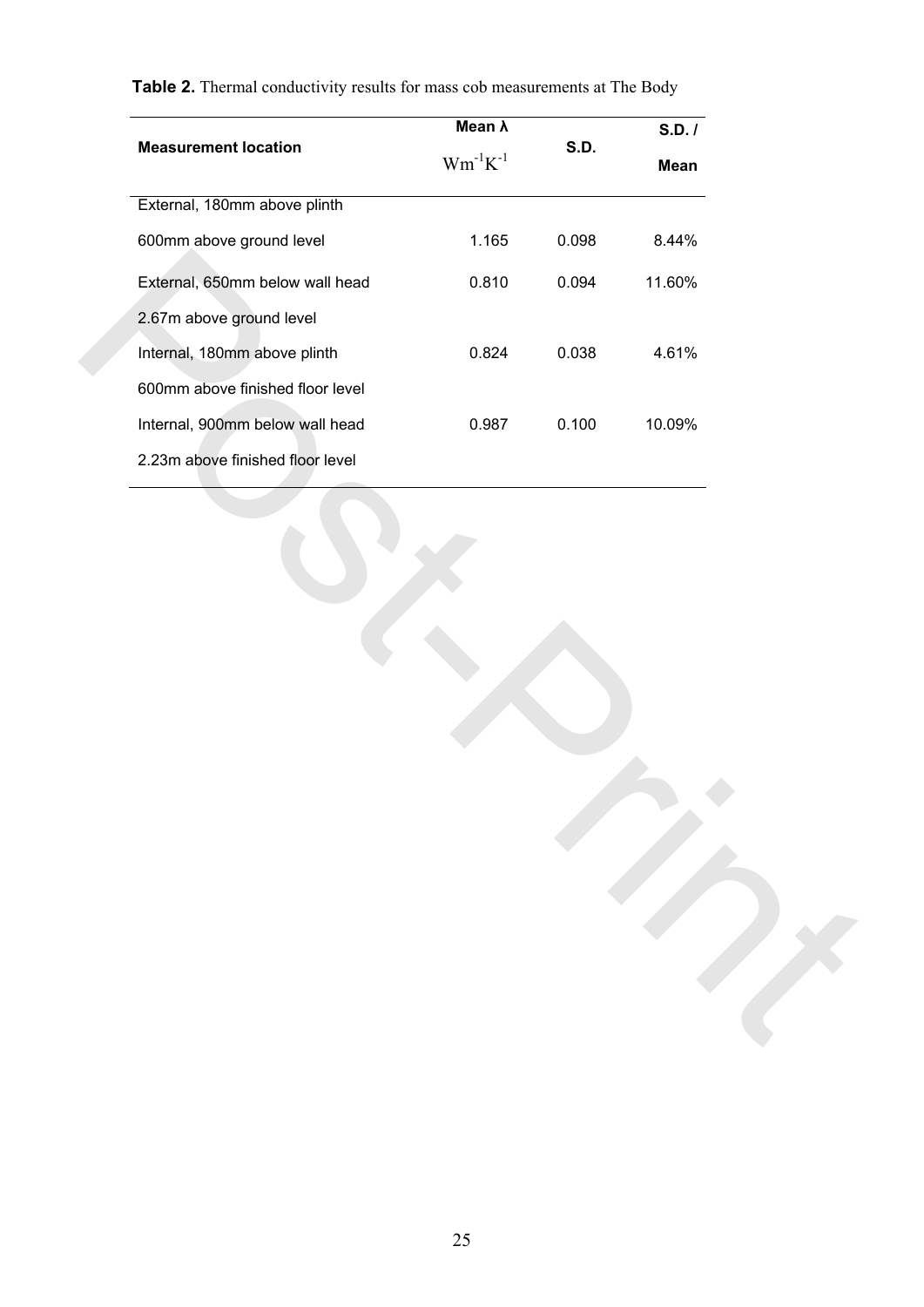**Table 2.** Thermal conductivity results for mass cob measurements at The Body

| Measurement location | Mean λ $Wm^{-1}K^{-1}$ | S.D. | S.D. / Mean |
|---|---|---|---|
| External, 180mm above plinth 600mm above ground level | 1.165 | 0.098 | 8.44% |
| External, 650mm below wall head 2.67m above ground level | 0.810 | 0.094 | 11.60% |
| Internal, 180mm above plinth 600mm above finished floor level | 0.824 | 0.038 | 4.61% |
| Internal, 900mm below wall head 2.23m above finished floor level | 0.987 | 0.100 | 10.09% |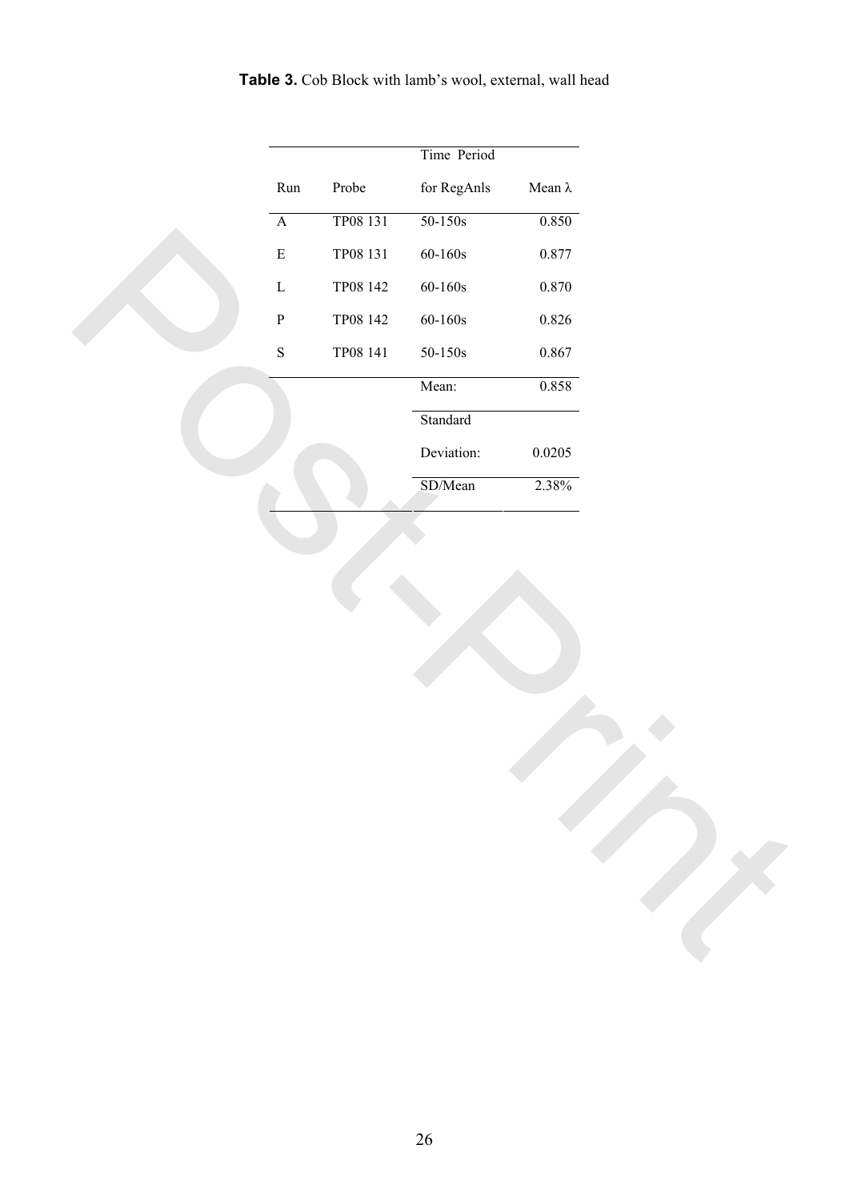**Table 3.** Cob Block with lamb's wool, external, wall head

| Run | Probe | Time Period for RegAnls | Mean λ |
|---|---|---|---|
| A | TP08 131 | 50-150s | 0.850 |
| E | TP08 131 | 60-160s | 0.877 |
| L | TP08 142 | 60-160s | 0.870 |
| P | TP08 142 | 60-160s | 0.826 |
| S | TP08 141 | 50-150s | 0.867 |
| | | Mean: | 0.858 |
| | | Standard Deviation: | 0.0205 |
| | | SD/Mean | 2.38% |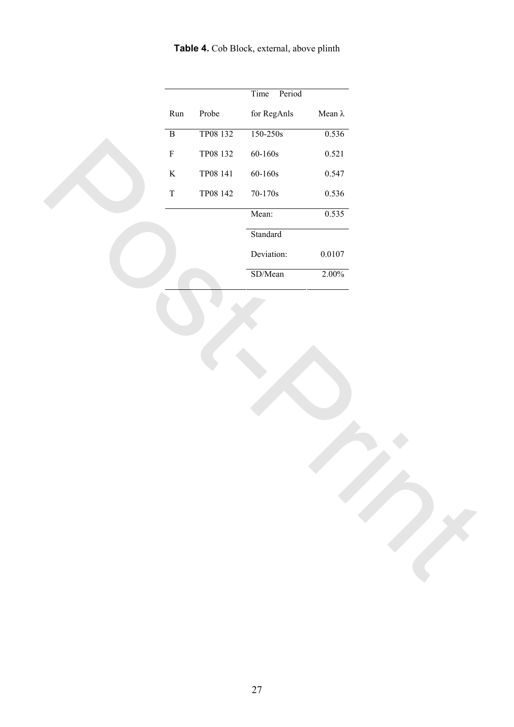**Table 4.** Cob Block, external, above plinth

| Run | Probe | Time Period for RegAnls | Mean λ |
|---|---|---|---|
| B | TP08 132 | 150-250s | 0.536 |
| F | TP08 132 | 60-160s | 0.521 |
| K | TP08 141 | 60-160s | 0.547 |
| T | TP08 142 | 70-170s | 0.536 |
| | | Mean: | 0.535 |
| | | Standard Deviation: | 0.0107 |
| | | SD/Mean | 2.00% |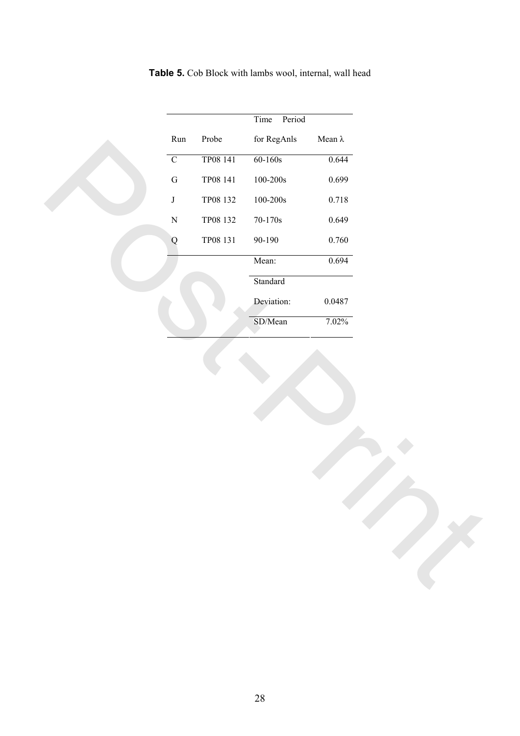**Table 5.** Cob Block with lambs wool, internal, wall head

| Run | Probe | Time Period for RegAnls | Mean λ |
|---|---|---|---|
| C | TP08 141 | 60-160s | 0.644 |
| G | TP08 141 | 100-200s | 0.699 |
| J | TP08 132 | 100-200s | 0.718 |
| N | TP08 132 | 70-170s | 0.649 |
| Q | TP08 131 | 90-190 | 0.760 |
| | | Mean: | 0.694 |
| | | Standard Deviation: | 0.0487 |
| | | SD/Mean | 7.02% |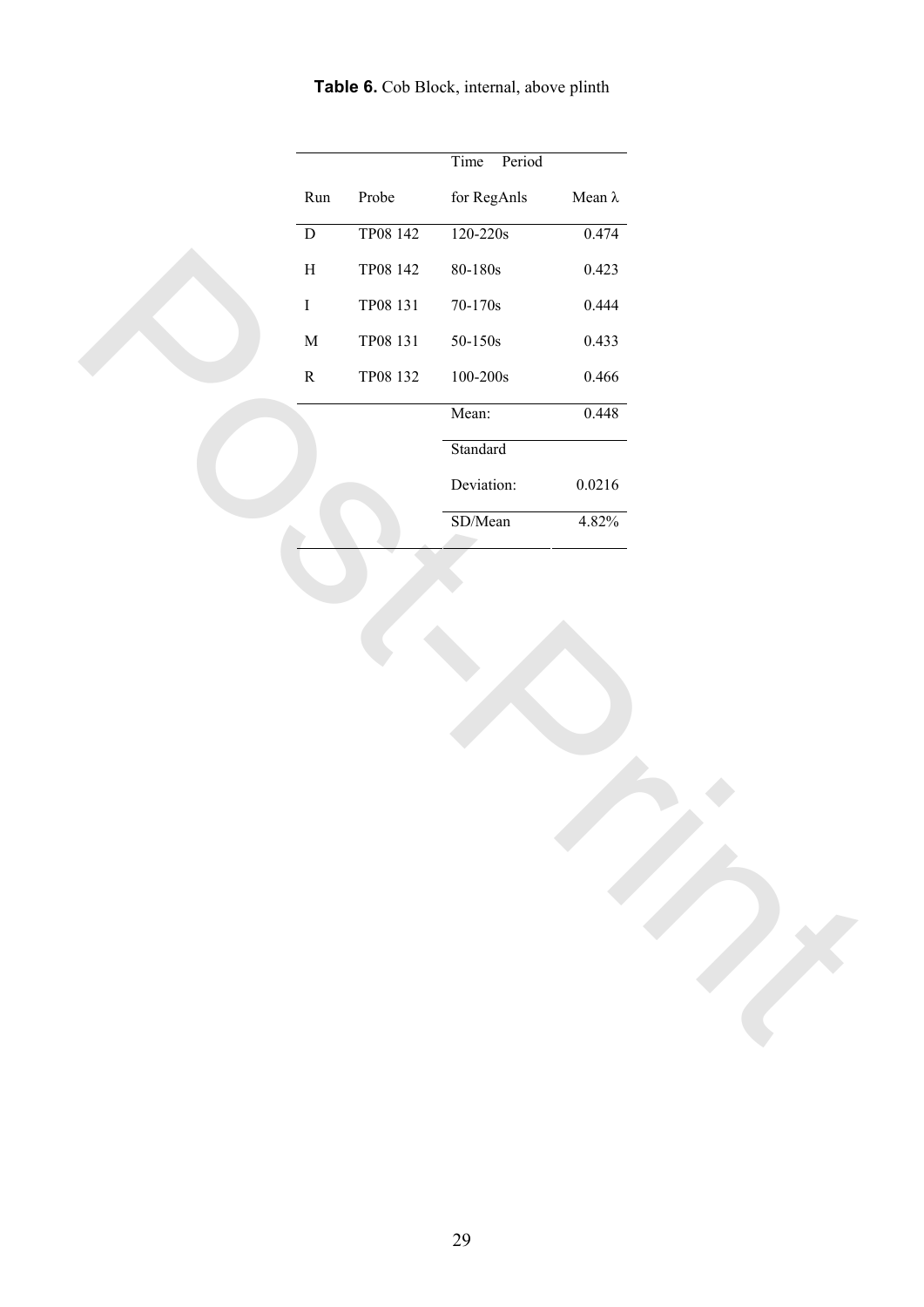**Table 6.** Cob Block, internal, above plinth

| Run | Probe | Time Period for RegAnls | Mean λ |
|---|---|---|---|
| D | TP08 142 | 120-220s | 0.474 |
| H | TP08 142 | 80-180s | 0.423 |
| I | TP08 131 | 70-170s | 0.444 |
| M | TP08 131 | 50-150s | 0.433 |
| R | TP08 132 | 100-200s | 0.466 |
| | | Mean: | 0.448 |
| | | Standard Deviation: | 0.0216 |
| | | SD/Mean | 4.82% |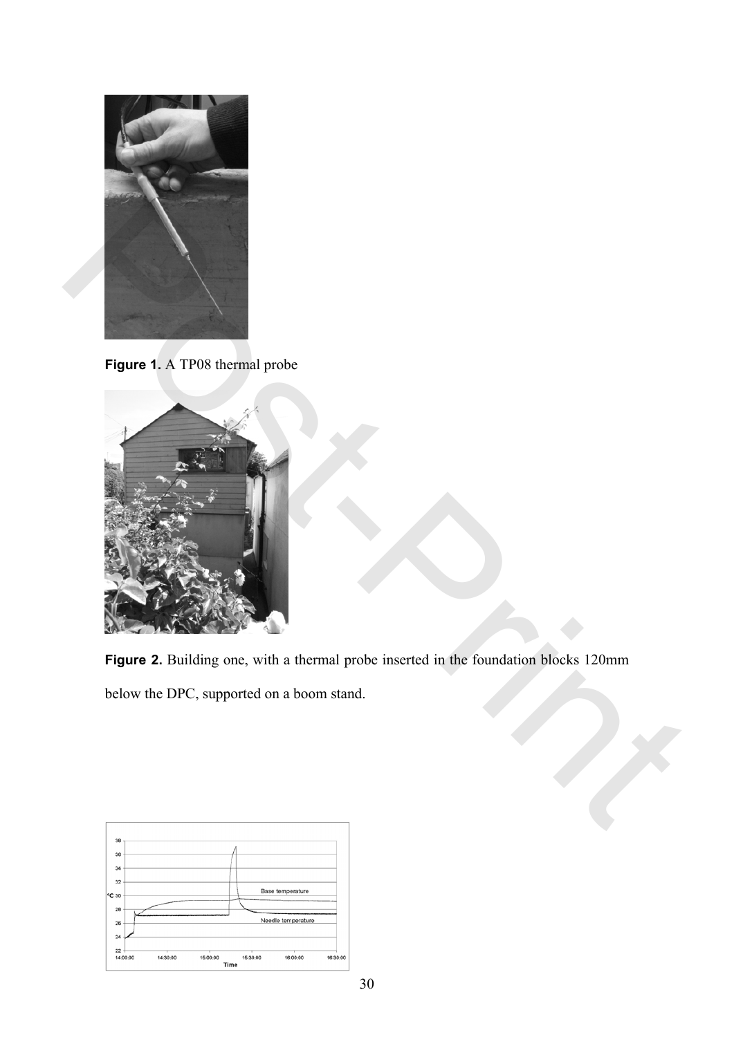**Figure 1.** A TP08 thermal probe

**Figure 2.** Building one, with a thermal probe inserted in the foundation blocks 120mm below the DPC, supported on a boom stand.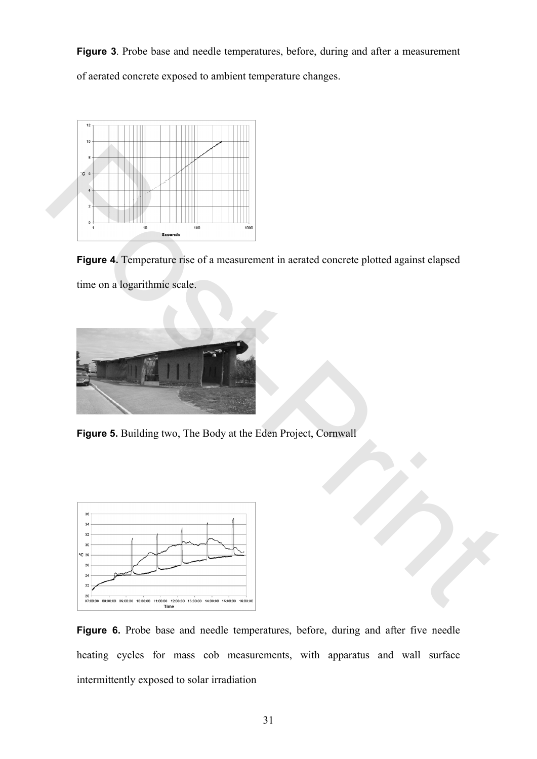**Figure 3**. Probe base and needle temperatures, before, during and after a measurement of aerated concrete exposed to ambient temperature changes.

**Figure 4.** Temperature rise of a measurement in aerated concrete plotted against elapsed time on a logarithmic scale.

**Figure 5.** Building two, The Body at the Eden Project, Cornwall

**Figure 6.** Probe base and needle temperatures, before, during and after five needle heating cycles for mass cob measurements, with apparatus and wall surface intermittently exposed to solar irradiation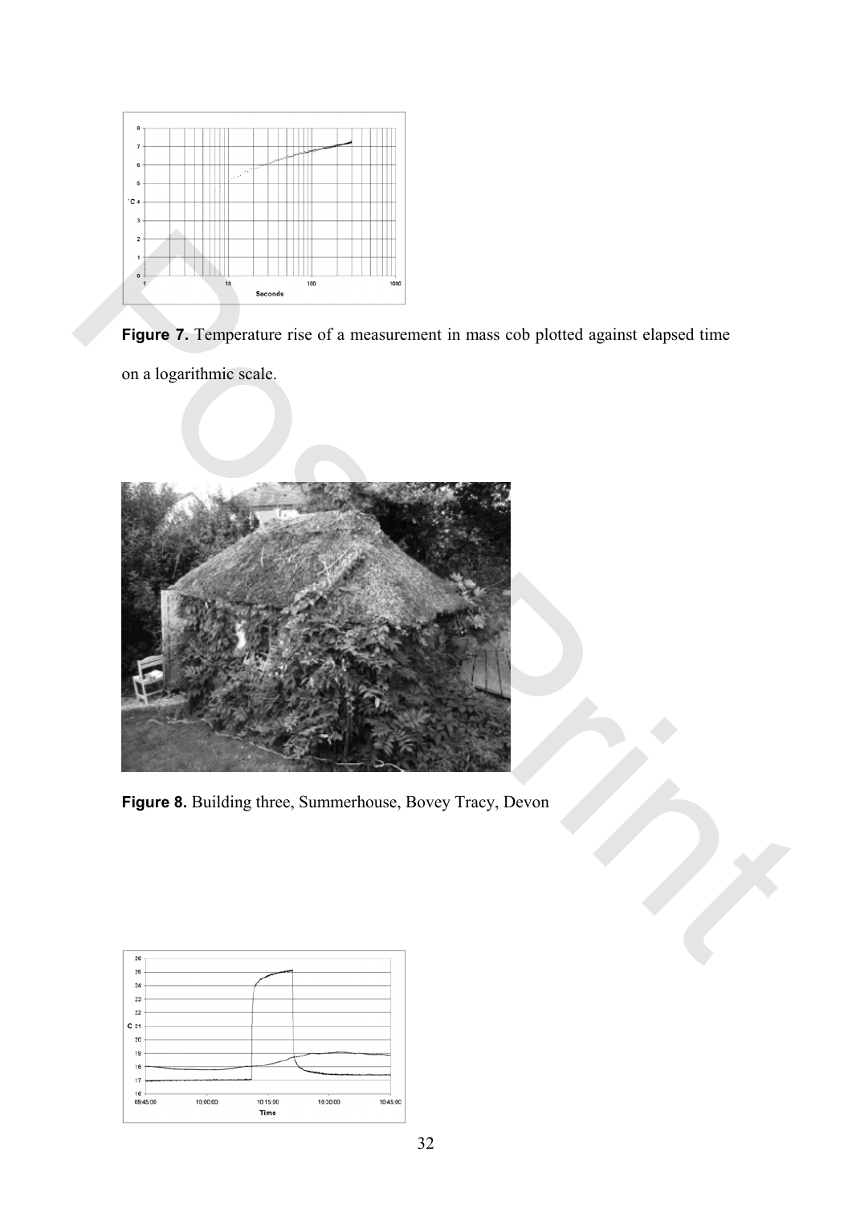**Figure 7.** Temperature rise of a measurement in mass cob plotted against elapsed time on a logarithmic scale.

**Figure 8.** Building three, Summerhouse, Bovey Tracy, Devon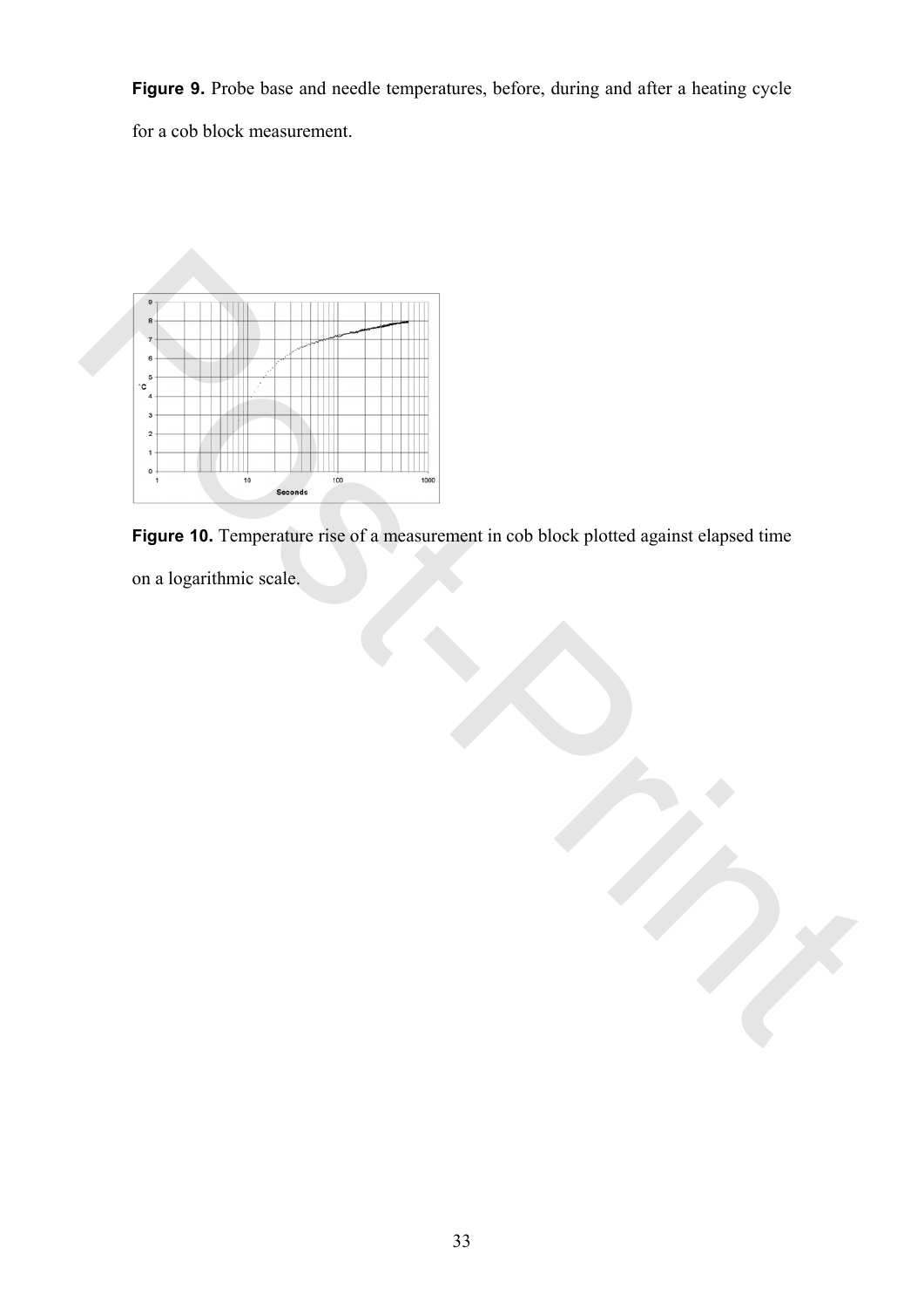**Figure 9.** Probe base and needle temperatures, before, during and after a heating cycle for a cob block measurement.

**Figure 10.** Temperature rise of a measurement in cob block plotted against elapsed time on a logarithmic scale.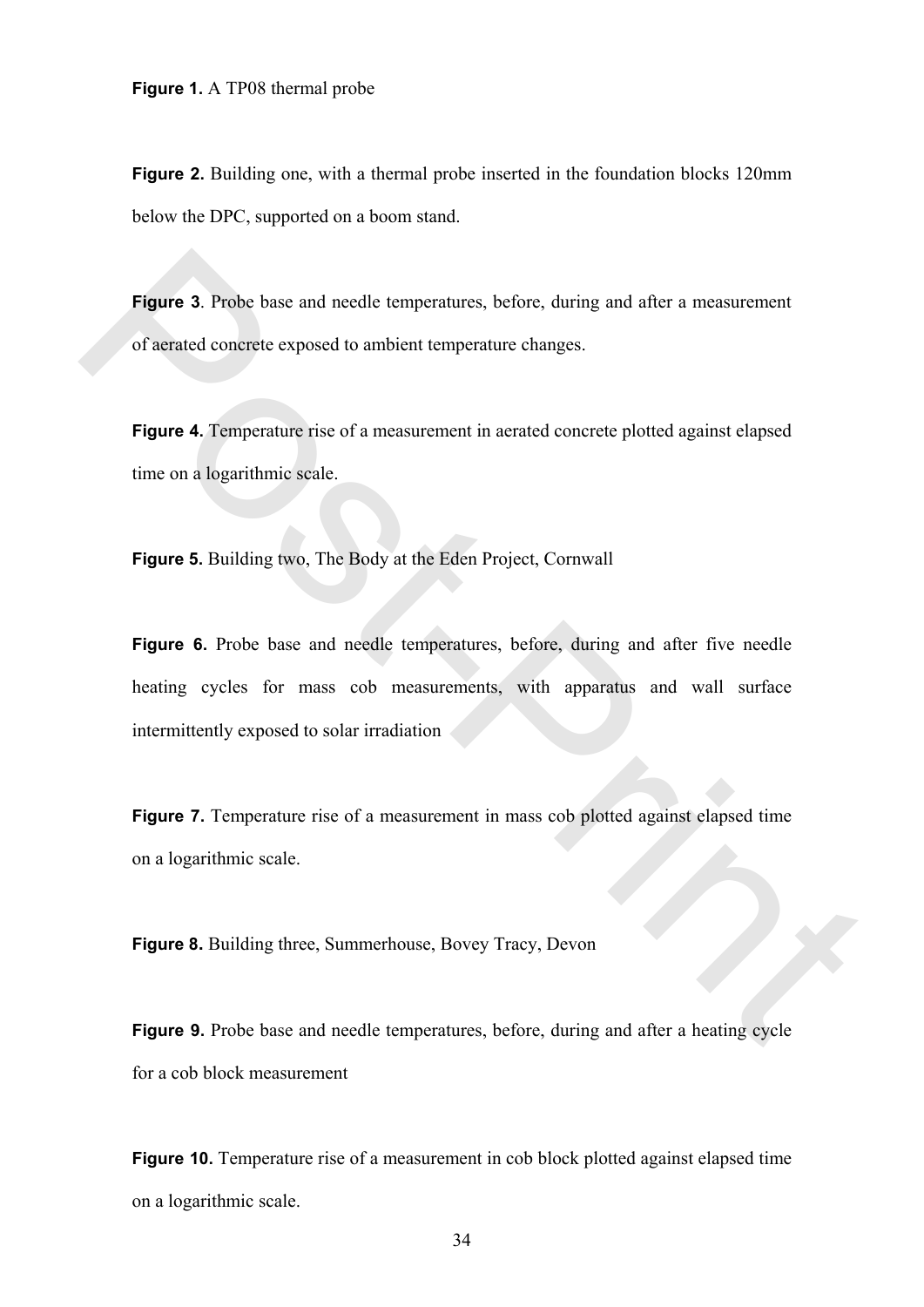**Figure 1.** A TP08 thermal probe

**Figure 2.** Building one, with a thermal probe inserted in the foundation blocks 120mm below the DPC, supported on a boom stand.

**Figure 3**. Probe base and needle temperatures, before, during and after a measurement of aerated concrete exposed to ambient temperature changes.

**Figure 4.** Temperature rise of a measurement in aerated concrete plotted against elapsed time on a logarithmic scale.

**Figure 5.** Building two, The Body at the Eden Project, Cornwall

**Figure 6.** Probe base and needle temperatures, before, during and after five needle heating cycles for mass cob measurements, with apparatus and wall surface intermittently exposed to solar irradiation

**Figure 7.** Temperature rise of a measurement in mass cob plotted against elapsed time on a logarithmic scale.

**Figure 8.** Building three, Summerhouse, Bovey Tracy, Devon

**Figure 9.** Probe base and needle temperatures, before, during and after a heating cycle for a cob block measurement

**Figure 10.** Temperature rise of a measurement in cob block plotted against elapsed time on a logarithmic scale.